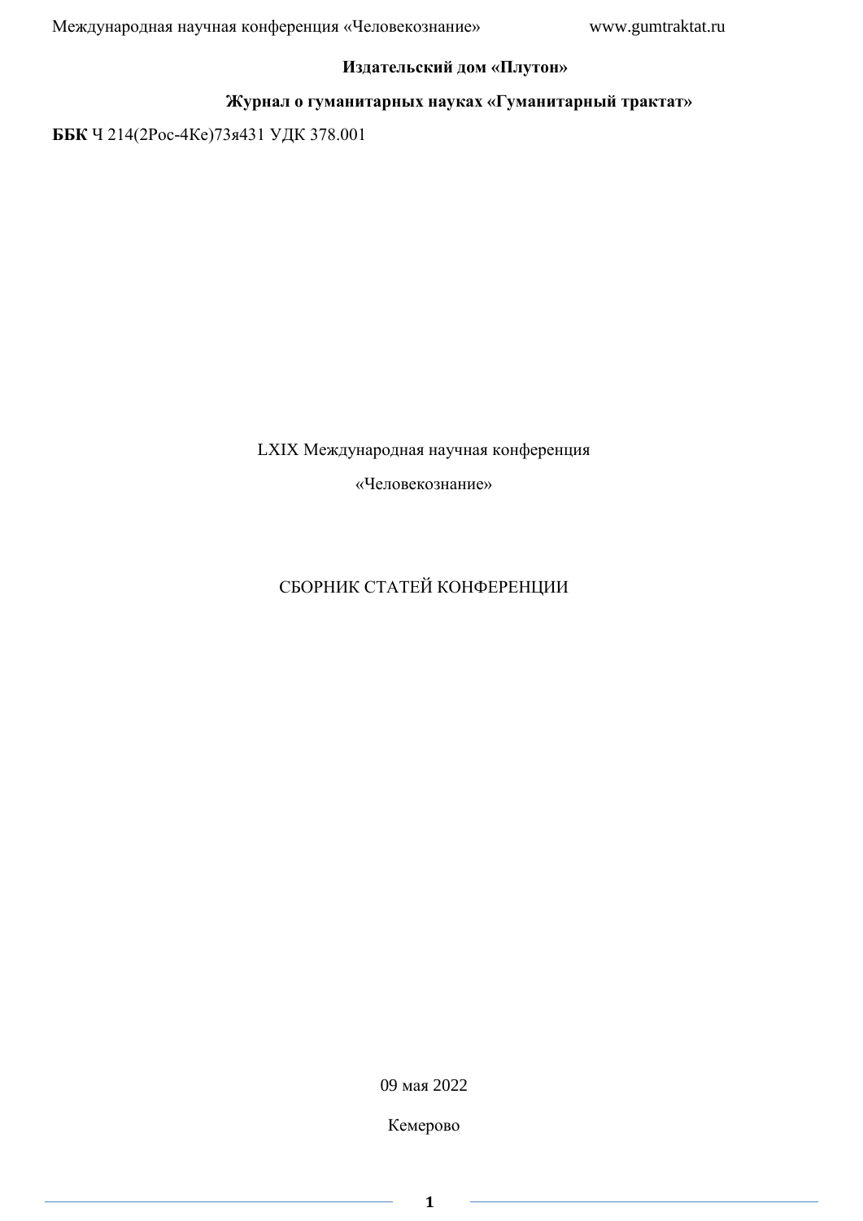**Издательский дом «Плутон»**

**Журнал о гуманитарных науках «Гуманитарный трактат»**

**ББК** Ч 214(2Рос-4Ке)73я431 УДК 378.001

LXIX Международная научная конференция

«Человекознание»

# СБОРНИК СТАТЕЙ КОНФЕРЕНЦИИ

09 мая 2022

Кемерово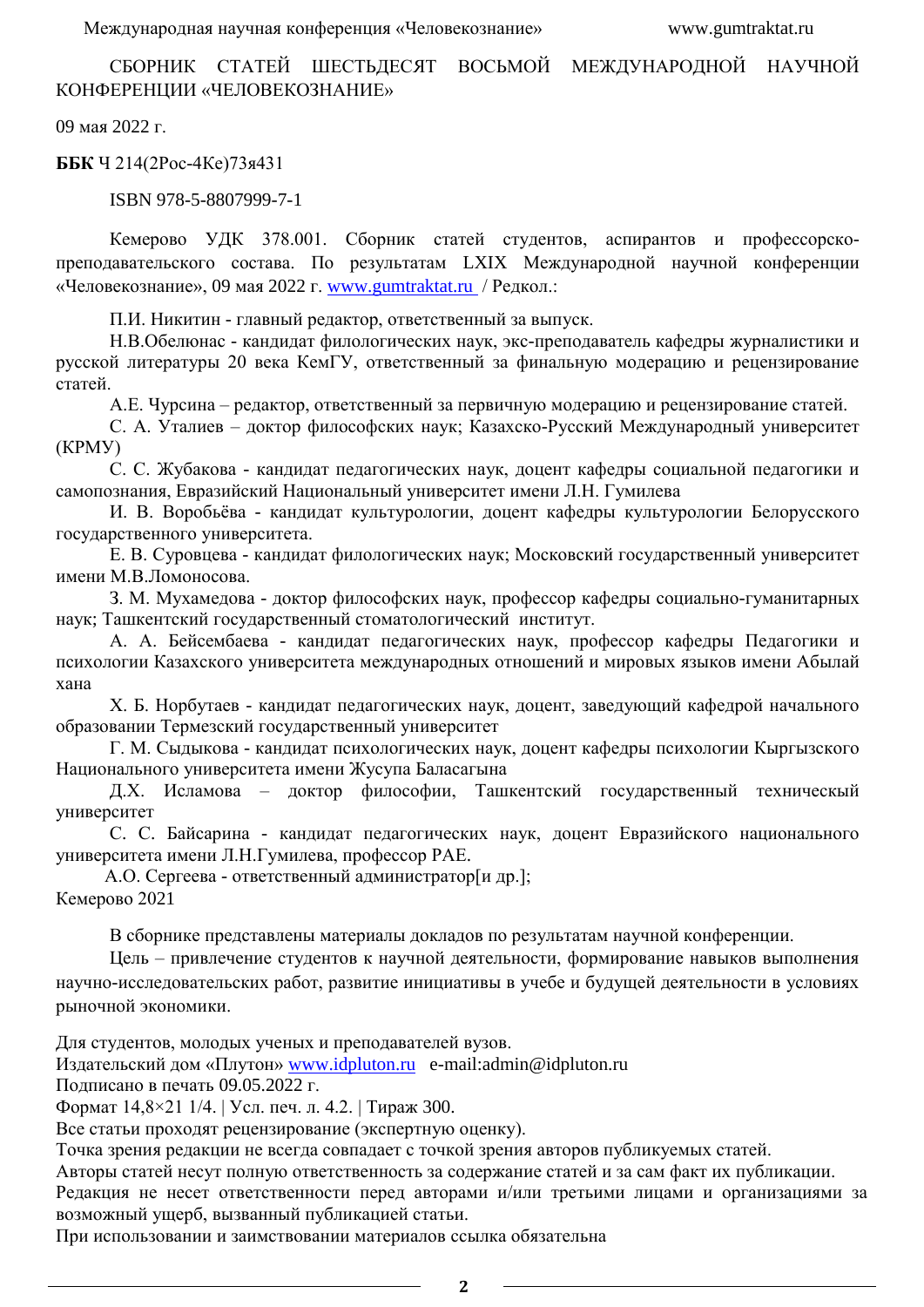СБОРНИК СТАТЕЙ ШЕСТЬДЕСЯТ ВОСЬМОЙ МЕЖДУНАРОДНОЙ НАУЧНОЙ КОНФЕРЕНЦИИ «ЧЕЛОВЕКОЗНАНИЕ»

09 мая 2022 г.

**ББК** Ч 214(2Рос-4Ке)73я431

ISBN 978-5-8807999-7-1

Кемерово УДК 378.001. Сборник статей студентов, аспирантов и профессорско-преподавательского состава. По результатам LXIX Международной научной конференции «Человекознание», 09 мая 2022 г. www.gumtraktat.ru / Редкол.:

П.И. Никитин - главный редактор, ответственный за выпуск.

Н.В.Обелюнас - кандидат филологических наук, экс-преподаватель кафедры журналистики и русской литературы 20 века КемГУ, ответственный за финальную модерацию и рецензирование статей.

А.Е. Чурсина – редактор, ответственный за первичную модерацию и рецензирование статей.

С. А. Уталиев – доктор философских наук; Казахско-Русский Международный университет (КРМУ)

С. С. Жубакова - кандидат педагогических наук, доцент кафедры социальной педагогики и самопознания, Евразийский Национальный университет имени Л.Н. Гумилева

И. В. Воробьёва - кандидат культурологии, доцент кафедры культурологии Белорусского государственного университета.

Е. В. Суровцева - кандидат филологических наук; Московский государственный университет имени М.В.Ломоносова.

З. М. Мухамедова - доктор философских наук, профессор кафедры социально-гуманитарных наук; Ташкентский государственный стоматологический институт.

А. А. Бейсембаева - кандидат педагогических наук, профессор кафедры Педагогики и психологии Казахского университета международных отношений и мировых языков имени Абылай хана

Х. Б. Норбутаев - кандидат педагогических наук, доцент, заведующий кафедрой начального образовании Термезский государственный университет

Г. М. Сыдыкова - кандидат психологических наук, доцент кафедры психологии Кыргызского Национального университета имени Жусупа Баласагына

Д.Х. Исламова – доктор философии, Ташкентский государственный технический университет

С. С. Байсарина - кандидат педагогических наук, доцент Евразийского национального университета имени Л.Н.Гумилева, профессор РАЕ.

А.О. Сергеева - ответственный администратор[и др.];

Кемерово 2021

В сборнике представлены материалы докладов по результатам научной конференции.

Цель – привлечение студентов к научной деятельности, формирование навыков выполнения научно-исследовательских работ, развитие инициативы в учебе и будущей деятельности в условиях рыночной экономики.

Для студентов, молодых ученых и преподавателей вузов.

Издательский дом «Плутон» www.idpluton.ru e-mail:admin@idpluton.ru

Подписано в печать 09.05.2022 г.

Формат 14,8×21 1/4. | Усл. печ. л. 4.2. | Тираж 300.

Все статьи проходят рецензирование (экспертную оценку).

Точка зрения редакции не всегда совпадает с точкой зрения авторов публикуемых статей.

Авторы статей несут полную ответственность за содержание статей и за сам факт их публикации.

Редакция не несет ответственности перед авторами и/или третьими лицами и организациями за возможный ущерб, вызванный публикацией статьи.

При использовании и заимствовании материалов ссылка обязательна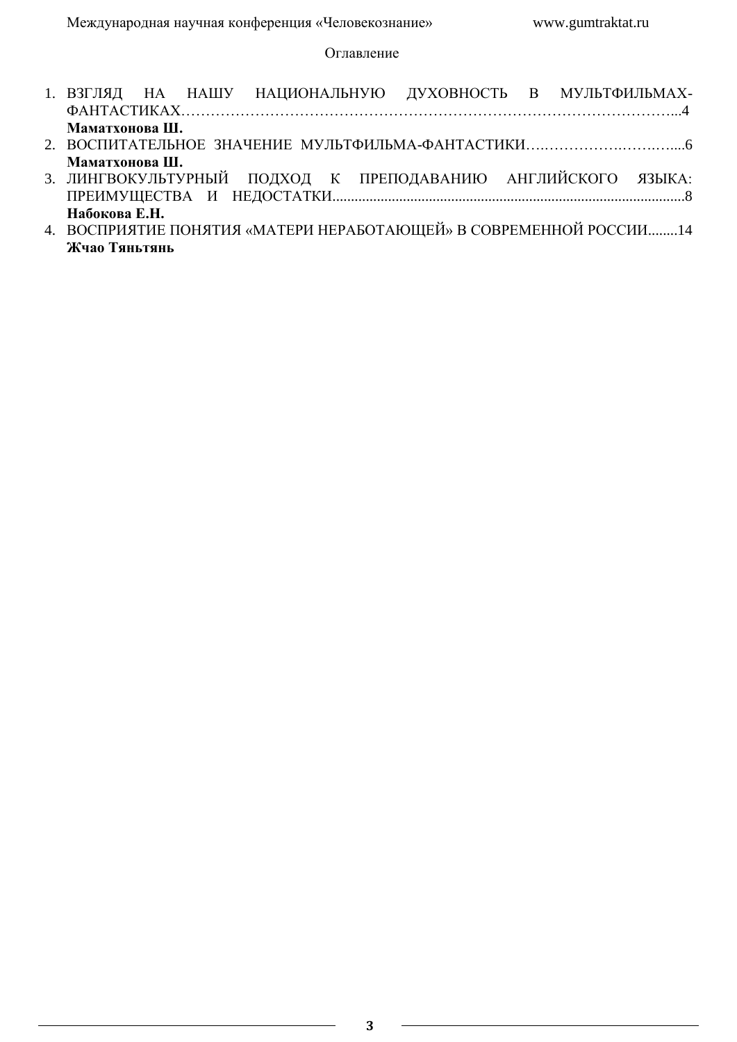Оглавление

1. ВЗГЛЯД НА НАШУ НАЦИОНАЛЬНУЮ ДУХОВНОСТЬ В МУЛЬТФИЛЬМАХ-ФАНТАСТИКАХ…………………………………………………………………………………………...4
   **Маматхонова Ш.**
2. ВОСПИТАТЕЛЬНОЕ ЗНАЧЕНИЕ МУЛЬТФИЛЬМА-ФАНТАСТИКИ….…………….…….…....6
   **Маматхонова Ш.**
3. ЛИНГВОКУЛЬТУРНЫЙ ПОДХОД К ПРЕПОДАВАНИЮ АНГЛИЙСКОГО ЯЗЫКА: ПРЕИМУЩЕСТВА И НЕДОСТАТКИ..............................................................................................8
   **Набокова Е.Н.**
4. ВОСПРИЯТИЕ ПОНЯТИЯ «МАТЕРИ НЕРАБОТАЮЩЕЙ» В СОВРЕМЕННОЙ РОССИИ........14
   **Жчао Тяньтянь**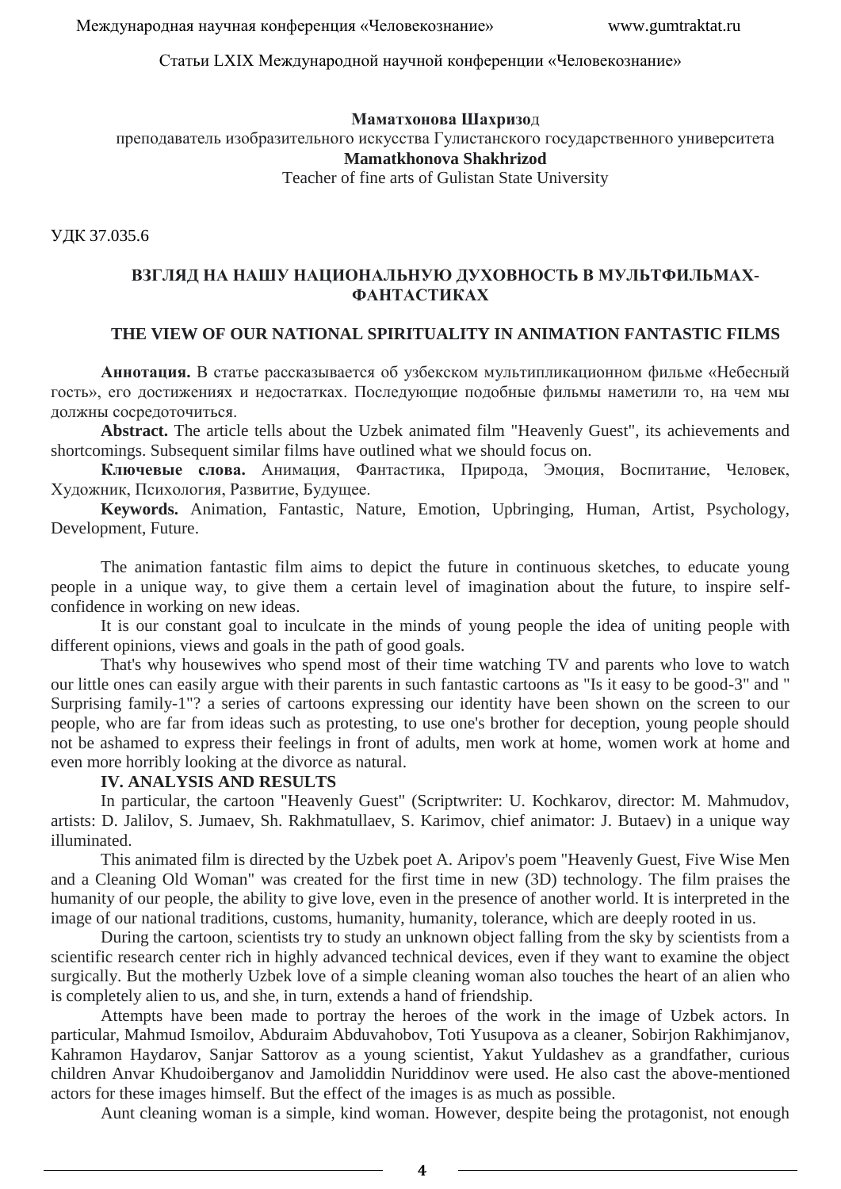Статьи LXIX Международной научной конференции «Человекознание»

**Маматхонова Шахризод**
преподаватель изобразительного искусства Гулистанского государственного университета
**Mamatkhonova Shakhrizod**
Teacher of fine arts of Gulistan State University

УДК 37.035.6

## ВЗГЛЯД НА НАШУ НАЦИОНАЛЬНУЮ ДУХОВНОСТЬ В МУЛЬТФИЛЬМАХ-ФАНТАСТИКАХ

## THE VIEW OF OUR NATIONAL SPIRITUALITY IN ANIMATION FANTASTIC FILMS

**Аннотация.** В статье рассказывается об узбекском мультипликационном фильме «Небесный гость», его достижениях и недостатках. Последующие подобные фильмы наметили то, на чем мы должны сосредоточиться.

**Abstract.** The article tells about the Uzbek animated film "Heavenly Guest", its achievements and shortcomings. Subsequent similar films have outlined what we should focus on.

**Ключевые слова.** Анимация, Фантастика, Природа, Эмоция, Воспитание, Человек, Художник, Психология, Развитие, Будущее.

**Keywords.** Animation, Fantastic, Nature, Emotion, Upbringing, Human, Artist, Psychology, Development, Future.

The animation fantastic film aims to depict the future in continuous sketches, to educate young people in a unique way, to give them a certain level of imagination about the future, to inspire self-confidence in working on new ideas.

It is our constant goal to inculcate in the minds of young people the idea of uniting people with different opinions, views and goals in the path of good goals.

That's why housewives who spend most of their time watching TV and parents who love to watch our little ones can easily argue with their parents in such fantastic cartoons as "Is it easy to be good-3" and " Surprising family-1"? a series of cartoons expressing our identity have been shown on the screen to our people, who are far from ideas such as protesting, to use one's brother for deception, young people should not be ashamed to express their feelings in front of adults, men work at home, women work at home and even more horribly looking at the divorce as natural.

**IV. ANALYSIS AND RESULTS**

In particular, the cartoon "Heavenly Guest" (Scriptwriter: U. Kochkarov, director: M. Mahmudov, artists: D. Jalilov, S. Jumaev, Sh. Rakhmatullaev, S. Karimov, chief animator: J. Butaev) in a unique way illuminated.

This animated film is directed by the Uzbek poet A. Aripov's poem "Heavenly Guest, Five Wise Men and a Cleaning Old Woman" was created for the first time in new (3D) technology. The film praises the humanity of our people, the ability to give love, even in the presence of another world. It is interpreted in the image of our national traditions, customs, humanity, humanity, tolerance, which are deeply rooted in us.

During the cartoon, scientists try to study an unknown object falling from the sky by scientists from a scientific research center rich in highly advanced technical devices, even if they want to examine the object surgically. But the motherly Uzbek love of a simple cleaning woman also touches the heart of an alien who is completely alien to us, and she, in turn, extends a hand of friendship.

Attempts have been made to portray the heroes of the work in the image of Uzbek actors. In particular, Mahmud Ismoilov, Abduraim Abduvahobov, Toti Yusupova as a cleaner, Sobirjon Rakhimjanov, Kahramon Haydarov, Sanjar Sattorov as a young scientist, Yakut Yuldashev as a grandfather, curious children Anvar Khudoiberganov and Jamoliddin Nuriddinov were used. He also cast the above-mentioned actors for these images himself. But the effect of the images is as much as possible.

Aunt cleaning woman is a simple, kind woman. However, despite being the protagonist, not enough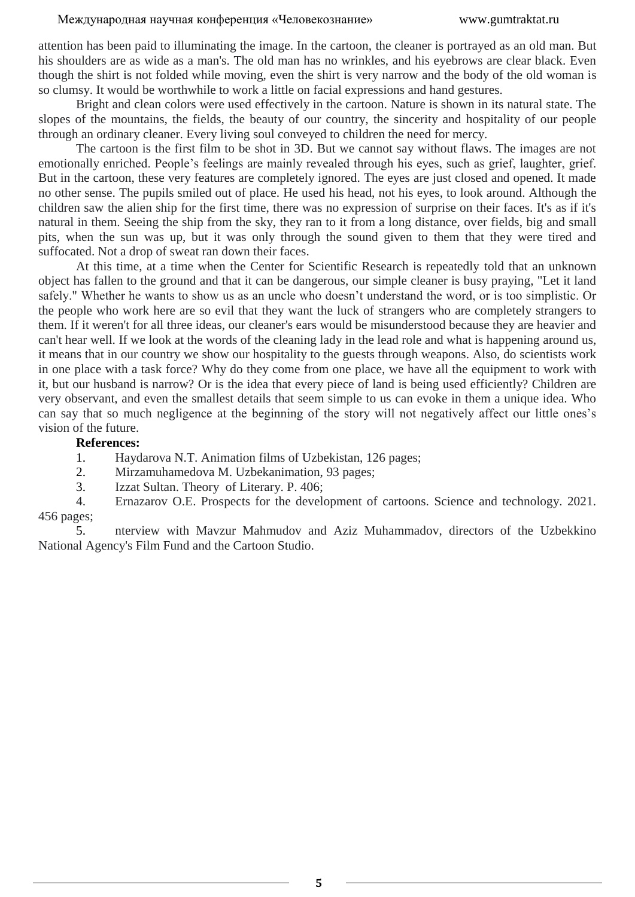attention has been paid to illuminating the image. In the cartoon, the cleaner is portrayed as an old man. But his shoulders are as wide as a man's. The old man has no wrinkles, and his eyebrows are clear black. Even though the shirt is not folded while moving, even the shirt is very narrow and the body of the old woman is so clumsy. It would be worthwhile to work a little on facial expressions and hand gestures.

Bright and clean colors were used effectively in the cartoon. Nature is shown in its natural state. The slopes of the mountains, the fields, the beauty of our country, the sincerity and hospitality of our people through an ordinary cleaner. Every living soul conveyed to children the need for mercy.

The cartoon is the first film to be shot in 3D. But we cannot say without flaws. The images are not emotionally enriched. People's feelings are mainly revealed through his eyes, such as grief, laughter, grief. But in the cartoon, these very features are completely ignored. The eyes are just closed and opened. It made no other sense. The pupils smiled out of place. He used his head, not his eyes, to look around. Although the children saw the alien ship for the first time, there was no expression of surprise on their faces. It's as if it's natural in them. Seeing the ship from the sky, they ran to it from a long distance, over fields, big and small pits, when the sun was up, but it was only through the sound given to them that they were tired and suffocated. Not a drop of sweat ran down their faces.

At this time, at a time when the Center for Scientific Research is repeatedly told that an unknown object has fallen to the ground and that it can be dangerous, our simple cleaner is busy praying, "Let it land safely." Whether he wants to show us as an uncle who doesn't understand the word, or is too simplistic. Or the people who work here are so evil that they want the luck of strangers who are completely strangers to them. If it weren't for all three ideas, our cleaner's ears would be misunderstood because they are heavier and can't hear well. If we look at the words of the cleaning lady in the lead role and what is happening around us, it means that in our country we show our hospitality to the guests through weapons. Also, do scientists work in one place with a task force? Why do they come from one place, we have all the equipment to work with it, but our husband is narrow? Or is the idea that every piece of land is being used efficiently? Children are very observant, and even the smallest details that seem simple to us can evoke in them a unique idea. Who can say that so much negligence at the beginning of the story will not negatively affect our little ones's vision of the future.

**References:**

1. Haydarova N.T. Animation films of Uzbekistan, 126 pages;
2. Mirzamuhamedova M. Uzbekanimation, 93 pages;
3. Izzat Sultan. Theory of Literary. P. 406;
4. Ernazarov O.E. Prospects for the development of cartoons. Science and technology. 2021. 456 pages;
5. nterview with Mavzur Mahmudov and Aziz Muhammadov, directors of the Uzbekkino National Agency's Film Fund and the Cartoon Studio.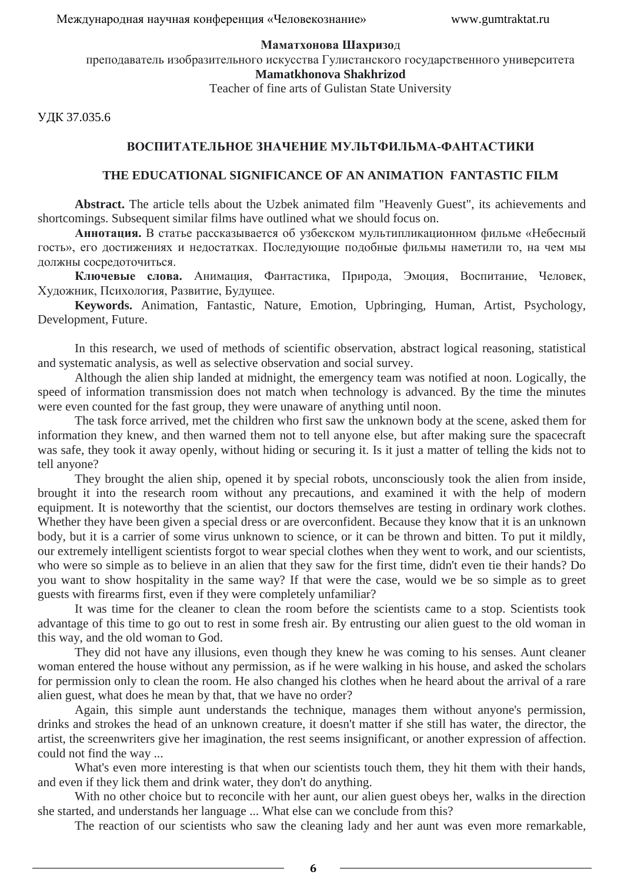**Маматхонова Шахризод**

преподаватель изобразительного искусства Гулистанского государственного университета

**Mamatkhonova Shakhrizod**

Teacher of fine arts of Gulistan State University

УДК 37.035.6

## ВОСПИТАТЕЛЬНОЕ ЗНАЧЕНИЕ МУЛЬТФИЛЬМА-ФАНТАСТИКИ

## THE EDUCATIONAL SIGNIFICANCE OF AN ANIMATION FANTASTIC FILM

**Abstract.** The article tells about the Uzbek animated film "Heavenly Guest", its achievements and shortcomings. Subsequent similar films have outlined what we should focus on.

**Аннотация.** В статье рассказывается об узбекском мультипликационном фильме «Небесный гость», его достижениях и недостатках. Последующие подобные фильмы наметили то, на чем мы должны сосредоточиться.

**Ключевые слова.** Анимация, Фантастика, Природа, Эмоция, Воспитание, Человек, Художник, Психология, Развитие, Будущее.

**Keywords.** Animation, Fantastic, Nature, Emotion, Upbringing, Human, Artist, Psychology, Development, Future.

In this research, we used of methods of scientific observation, abstract logical reasoning, statistical and systematic analysis, as well as selective observation and social survey.

Although the alien ship landed at midnight, the emergency team was notified at noon. Logically, the speed of information transmission does not match when technology is advanced. By the time the minutes were even counted for the fast group, they were unaware of anything until noon.

The task force arrived, met the children who first saw the unknown body at the scene, asked them for information they knew, and then warned them not to tell anyone else, but after making sure the spacecraft was safe, they took it away openly, without hiding or securing it. Is it just a matter of telling the kids not to tell anyone?

They brought the alien ship, opened it by special robots, unconsciously took the alien from inside, brought it into the research room without any precautions, and examined it with the help of modern equipment. It is noteworthy that the scientist, our doctors themselves are testing in ordinary work clothes. Whether they have been given a special dress or are overconfident. Because they know that it is an unknown body, but it is a carrier of some virus unknown to science, or it can be thrown and bitten. To put it mildly, our extremely intelligent scientists forgot to wear special clothes when they went to work, and our scientists, who were so simple as to believe in an alien that they saw for the first time, didn't even tie their hands? Do you want to show hospitality in the same way? If that were the case, would we be so simple as to greet guests with firearms first, even if they were completely unfamiliar?

It was time for the cleaner to clean the room before the scientists came to a stop. Scientists took advantage of this time to go out to rest in some fresh air. By entrusting our alien guest to the old woman in this way, and the old woman to God.

They did not have any illusions, even though they knew he was coming to his senses. Aunt cleaner woman entered the house without any permission, as if he were walking in his house, and asked the scholars for permission only to clean the room. He also changed his clothes when he heard about the arrival of a rare alien guest, what does he mean by that, that we have no order?

Again, this simple aunt understands the technique, manages them without anyone's permission, drinks and strokes the head of an unknown creature, it doesn't matter if she still has water, the director, the artist, the screenwriters give her imagination, the rest seems insignificant, or another expression of affection. could not find the way ...

What's even more interesting is that when our scientists touch them, they hit them with their hands, and even if they lick them and drink water, they don't do anything.

With no other choice but to reconcile with her aunt, our alien guest obeys her, walks in the direction she started, and understands her language ... What else can we conclude from this?

The reaction of our scientists who saw the cleaning lady and her aunt was even more remarkable,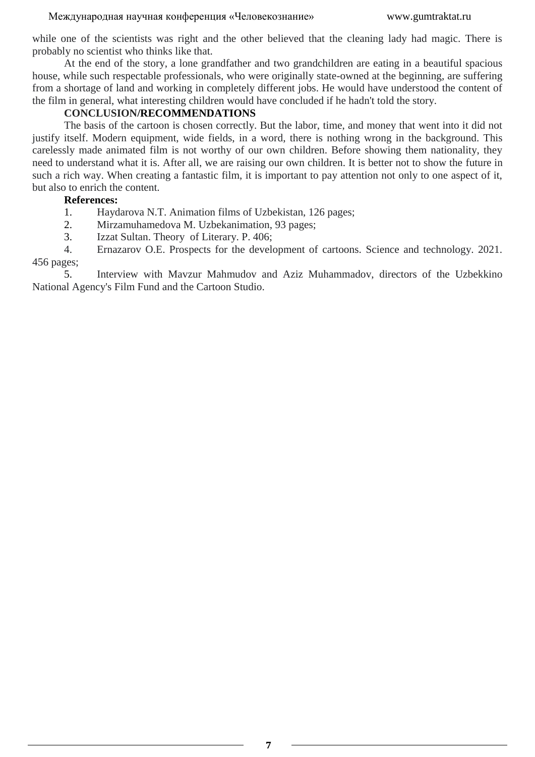while one of the scientists was right and the other believed that the cleaning lady had magic. There is probably no scientist who thinks like that.

At the end of the story, a lone grandfather and two grandchildren are eating in a beautiful spacious house, while such respectable professionals, who were originally state-owned at the beginning, are suffering from a shortage of land and working in completely different jobs. He would have understood the content of the film in general, what interesting children would have concluded if he hadn't told the story.

**CONCLUSION/RECOMMENDATIONS**

The basis of the cartoon is chosen correctly. But the labor, time, and money that went into it did not justify itself. Modern equipment, wide fields, in a word, there is nothing wrong in the background. This carelessly made animated film is not worthy of our own children. Before showing them nationality, they need to understand what it is. After all, we are raising our own children. It is better not to show the future in such a rich way. When creating a fantastic film, it is important to pay attention not only to one aspect of it, but also to enrich the content.

**References:**

1. Haydarova N.T. Animation films of Uzbekistan, 126 pages;
2. Mirzamuhamedova M. Uzbekanimation, 93 pages;
3. Izzat Sultan. Theory of Literary. P. 406;
4. Ernazarov O.E. Prospects for the development of cartoons. Science and technology. 2021. 456 pages;
5. Interview with Mavzur Mahmudov and Aziz Muhammadov, directors of the Uzbekkino National Agency's Film Fund and the Cartoon Studio.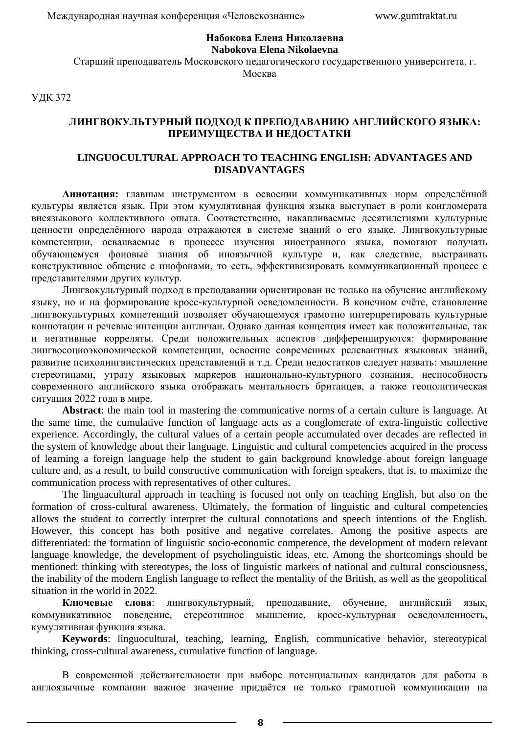**Набокова Елена Николаевна**
**Nabokova Elena Nikolaevna**

Старший преподаватель Московского педагогического государственного университета, г. Москва

УДК 372

# ЛИНГВОКУЛЬТУРНЫЙ ПОДХОД К ПРЕПОДАВАНИЮ АНГЛИЙСКОГО ЯЗЫКА: ПРЕИМУЩЕСТВА И НЕДОСТАТКИ

# LINGUOCULTURAL APPROACH TO TEACHING ENGLISH: ADVANTAGES AND DISADVANTAGES

**Аннотация:** главным инструментом в освоении коммуникативных норм определённой культуры является язык. При этом кумулятивная функция языка выступает в роли конгломерата внеязыкового коллективного опыта. Соответственно, накапливаемые десятилетиями культурные ценности определённого народа отражаются в системе знаний о его языке. Лингвокультурные компетенции, осваиваемые в процессе изучения иностранного языка, помогают получать обучающемуся фоновые знания об иноязычной культуре и, как следствие, выстраивать конструктивное общение с инофонами, то есть, эффективизировать коммуникационный процесс с представителями других культур.

Лингвокультурный подход в преподавании ориентирован не только на обучение английскому языку, но и на формирование кросс-культурной осведомленности. В конечном счёте, становление лингвокультурных компетенций позволяет обучающемуся грамотно интерпретировать культурные коннотации и речевые интенции англичан. Однако данная концепция имеет как положительные, так и негативные корреляты. Среди положительных аспектов дифференцируются: формирование лингвосоциоэкономической компетенции, освоение современных релевантных языковых знаний, развитие психолингвистических представлений и т.д. Среди недостатков следует назвать: мышление стереотипами, утрату языковых маркеров национально-культурного сознания, неспособность современного английского языка отображать ментальность британцев, а также геополитическая ситуация 2022 года в мире.

**Abstract**: the main tool in mastering the communicative norms of a certain culture is language. At the same time, the cumulative function of language acts as a conglomerate of extra-linguistic collective experience. Accordingly, the cultural values of a certain people accumulated over decades are reflected in the system of knowledge about their language. Linguistic and cultural competencies acquired in the process of learning a foreign language help the student to gain background knowledge about foreign language culture and, as a result, to build constructive communication with foreign speakers, that is, to maximize the communication process with representatives of other cultures.

The linguacultural approach in teaching is focused not only on teaching English, but also on the formation of cross-cultural awareness. Ultimately, the formation of linguistic and cultural competencies allows the student to correctly interpret the cultural connotations and speech intentions of the English. However, this concept has both positive and negative correlates. Among the positive aspects are differentiated: the formation of linguistic socio-economic competence, the development of modern relevant language knowledge, the development of psycholinguistic ideas, etc. Among the shortcomings should be mentioned: thinking with stereotypes, the loss of linguistic markers of national and cultural consciousness, the inability of the modern English language to reflect the mentality of the British, as well as the geopolitical situation in the world in 2022.

**Ключевые слова**: лингвокультурный, преподавание, обучение, английский язык, коммуникативное поведение, стереотипное мышление, кросс-культурная осведомленность, кумулятивная функция языка.

**Keywords**: linguocultural, teaching, learning, English, communicative behavior, stereotypical thinking, cross-cultural awareness, cumulative function of language.

В современной действительности при выборе потенциальных кандидатов для работы в англоязычные компании важное значение придаётся не только грамотной коммуникации на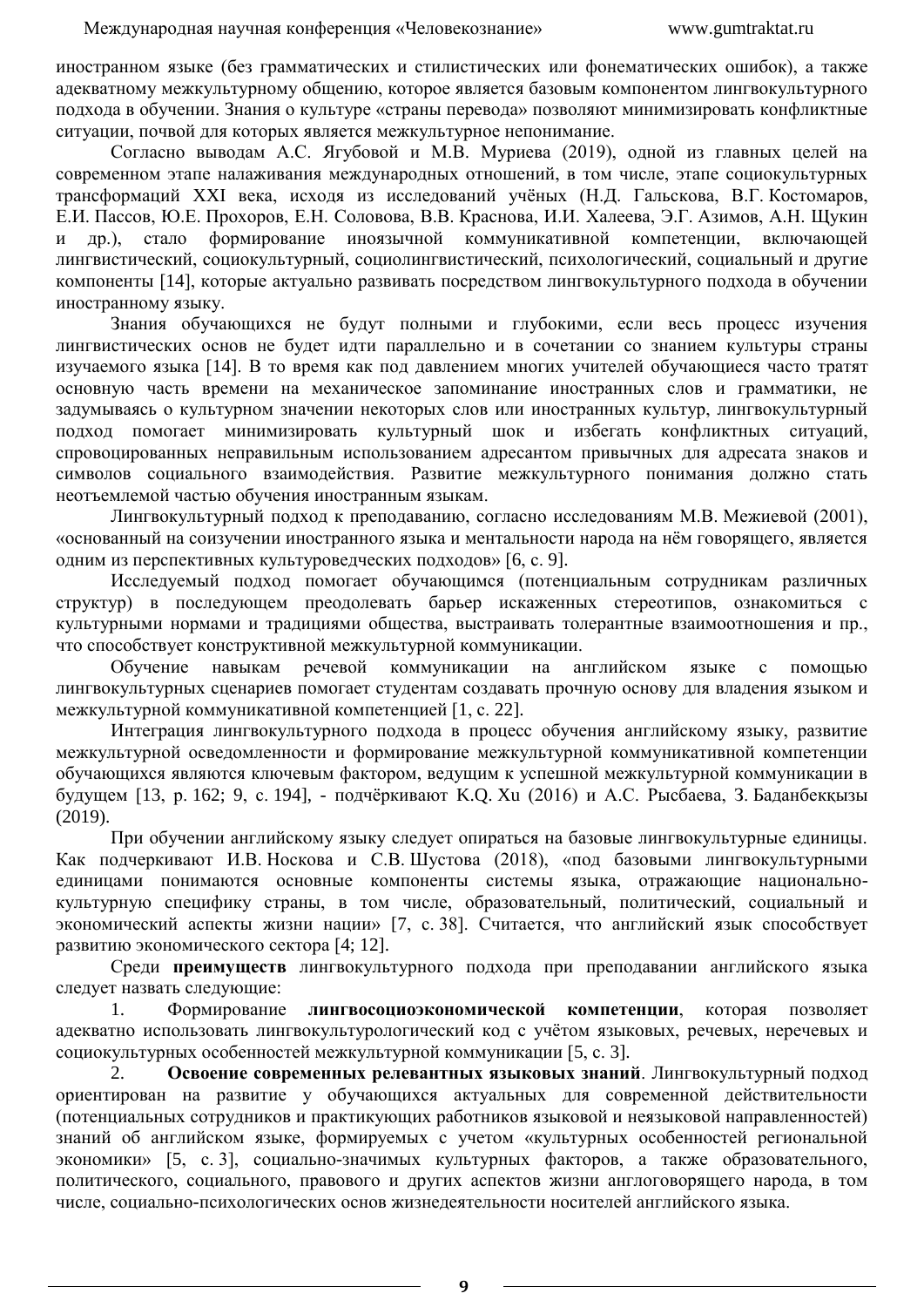иностранном языке (без грамматических и стилистических или фонематических ошибок), а также адекватному межкультурному общению, которое является базовым компонентом лингвокультурного подхода в обучении. Знания о культуре «страны перевода» позволяют минимизировать конфликтные ситуации, почвой для которых является межкультурное непонимание.

Согласно выводам А.С. Ягубовой и М.В. Муриева (2019), одной из главных целей на современном этапе налаживания международных отношений, в том числе, этапе социокультурных трансформаций XXI века, исходя из исследований учёных (Н.Д. Гальскова, В.Г. Костомаров, Е.И. Пассов, Ю.Е. Прохоров, Е.Н. Соловова, В.В. Краснова, И.И. Халеева, Э.Г. Азимов, А.Н. Щукин и др.), стало формирование иноязычной коммуникативной компетенции, включающей лингвистический, социокультурный, социолингвистический, психологический, социальный и другие компоненты [14], которые актуально развивать посредством лингвокультурного подхода в обучении иностранному языку.

Знания обучающихся не будут полными и глубокими, если весь процесс изучения лингвистических основ не будет идти параллельно и в сочетании со знанием культуры страны изучаемого языка [14]. В то время как под давлением многих учителей обучающиеся часто тратят основную часть времени на механическое запоминание иностранных слов и грамматики, не задумываясь о культурном значении некоторых слов или иностранных культур, лингвокультурный подход помогает минимизировать культурный шок и избегать конфликтных ситуаций, спровоцированных неправильным использованием адресантом привычных для адресата знаков и символов социального взаимодействия. Развитие межкультурного понимания должно стать неотъемлемой частью обучения иностранным языкам.

Лингвокультурный подход к преподаванию, согласно исследованиям М.В. Межиевой (2001), «основанный на соизучении иностранного языка и ментальности народа на нём говорящего, является одним из перспективных культуроведческих подходов» [6, с. 9].

Исследуемый подход помогает обучающимся (потенциальным сотрудникам различных структур) в последующем преодолевать барьер искаженных стереотипов, ознакомиться с культурными нормами и традициями общества, выстраивать толерантные взаимоотношения и пр., что способствует конструктивной межкультурной коммуникации.

Обучение навыкам речевой коммуникации на английском языке с помощью лингвокультурных сценариев помогает студентам создавать прочную основу для владения языком и межкультурной коммуникативной компетенцией [1, с. 22].

Интеграция лингвокультурного подхода в процесс обучения английскому языку, развитие межкультурной осведомленности и формирование межкультурной коммуникативной компетенции обучающихся являются ключевым фактором, ведущим к успешной межкультурной коммуникации в будущем [13, p. 162; 9, c. 194], - подчёркивают K.Q. Xu (2016) и А.С. Рысбаева, З. Баданбекқызы (2019).

При обучении английскому языку следует опираться на базовые лингвокультурные единицы. Как подчеркивают И.В. Носкова и С.В. Шустова (2018), «под базовыми лингвокультурными единицами понимаются основные компоненты системы языка, отражающие национально-культурную специфику страны, в том числе, образовательный, политический, социальный и экономический аспекты жизни нации» [7, с. 38]. Считается, что английский язык способствует развитию экономического сектора [4; 12].

Среди **преимуществ** лингвокультурного подхода при преподавании английского языка следует назвать следующие:

1. Формирование **лингвосоциоэкономической компетенции**, которая позволяет адекватно использовать лингвокультурологический код с учётом языковых, речевых, неречевых и социокультурных особенностей межкультурной коммуникации [5, с. 3].

2. **Освоение современных релевантных языковых знаний**. Лингвокультурный подход ориентирован на развитие у обучающихся актуальных для современной действительности (потенциальных сотрудников и практикующих работников языковой и неязыковой направленностей) знаний об английском языке, формируемых с учетом «культурных особенностей региональной экономики» [5, с. 3], социально-значимых культурных факторов, а также образовательного, политического, социального, правового и других аспектов жизни англоговорящего народа, в том числе, социально-психологических основ жизнедеятельности носителей английского языка.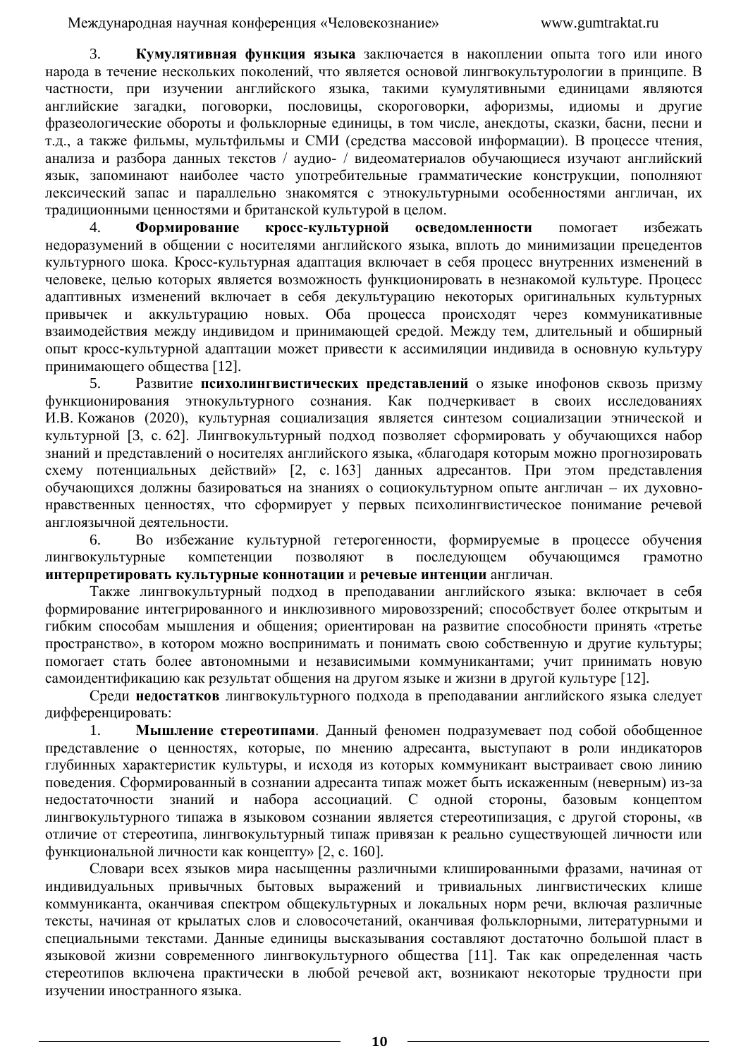3. **Кумулятивная функция языка** заключается в накоплении опыта того или иного народа в течение нескольких поколений, что является основой лингвокультурологии в принципе. В частности, при изучении английского языка, такими кумулятивными единицами являются английские загадки, поговорки, пословицы, скороговорки, афоризмы, идиомы и другие фразеологические обороты и фольклорные единицы, в том числе, анекдоты, сказки, басни, песни и т.д., а также фильмы, мультфильмы и СМИ (средства массовой информации). В процессе чтения, анализа и разбора данных текстов / аудио- / видеоматериалов обучающиеся изучают английский язык, запоминают наиболее часто употребительные грамматические конструкции, пополняют лексический запас и параллельно знакомятся с этнокультурными особенностями англичан, их традиционными ценностями и британской культурой в целом.

4. **Формирование кросс-культурной осведомленности** помогает избежать недоразумений в общении с носителями английского языка, вплоть до минимизации прецедентов культурного шока. Кросс-культурная адаптация включает в себя процесс внутренних изменений в человеке, целью которых является возможность функционировать в незнакомой культуре. Процесс адаптивных изменений включает в себя декультурацию некоторых оригинальных культурных привычек и аккультурацию новых. Оба процесса происходят через коммуникативные взаимодействия между индивидом и принимающей средой. Между тем, длительный и обширный опыт кросс-культурной адаптации может привести к ассимиляции индивида в основную культуру принимающего общества [12].

5. Развитие **психолингвистических представлений** о языке инофонов сквозь призму функционирования этнокультурного сознания. Как подчеркивает в своих исследованиях И.В. Кожанов (2020), культурная социализация является синтезом социализации этнической и культурной [3, с. 62]. Лингвокультурный подход позволяет сформировать у обучающихся набор знаний и представлений о носителях английского языка, «благодаря которым можно прогнозировать схему потенциальных действий» [2, с. 163] данных адресантов. При этом представления обучающихся должны базироваться на знаниях о социокультурном опыте англичан – их духовно-нравственных ценностях, что сформирует у первых психолингвистическое понимание речевой англоязычной деятельности.

6. Во избежание культурной гетерогенности, формируемые в процессе обучения лингвокультурные компетенции позволяют в последующем обучающимся грамотно **интерпретировать культурные коннотации** и **речевые интенции** англичан.

Также лингвокультурный подход в преподавании английского языка: включает в себя формирование интегрированного и инклюзивного мировоззрений; способствует более открытым и гибким способам мышления и общения; ориентирован на развитие способности принять «третье пространство», в котором можно воспринимать и понимать свою собственную и другие культуры; помогает стать более автономными и независимыми коммуникантами; учит принимать новую самоидентификацию как результат общения на другом языке и жизни в другой культуре [12].

Среди **недостатков** лингвокультурного подхода в преподавании английского языка следует дифференцировать:

1. **Мышление стереотипами**. Данный феномен подразумевает под собой обобщенное представление о ценностях, которые, по мнению адресанта, выступают в роли индикаторов глубинных характеристик культуры, и исходя из которых коммуникант выстраивает свою линию поведения. Сформированный в сознании адресанта типаж может быть искаженным (неверным) из-за недостаточности знаний и набора ассоциаций. С одной стороны, базовым концептом лингвокультурного типажа в языковом сознании является стереотипизация, с другой стороны, «в отличие от стереотипа, лингвокультурный типаж привязан к реально существующей личности или функциональной личности как концепту» [2, с. 160].

Словари всех языков мира насыщенны различными клишированными фразами, начиная от индивидуальных привычных бытовых выражений и тривиальных лингвистических клише коммуниканта, оканчивая спектром общекультурных и локальных норм речи, включая различные тексты, начиная от крылатых слов и словосочетаний, оканчивая фольклорными, литературными и специальными текстами. Данные единицы высказывания составляют достаточно большой пласт в языковой жизни современного лингвокультурного общества [11]. Так как определенная часть стереотипов включена практически в любой речевой акт, возникают некоторые трудности при изучении иностранного языка.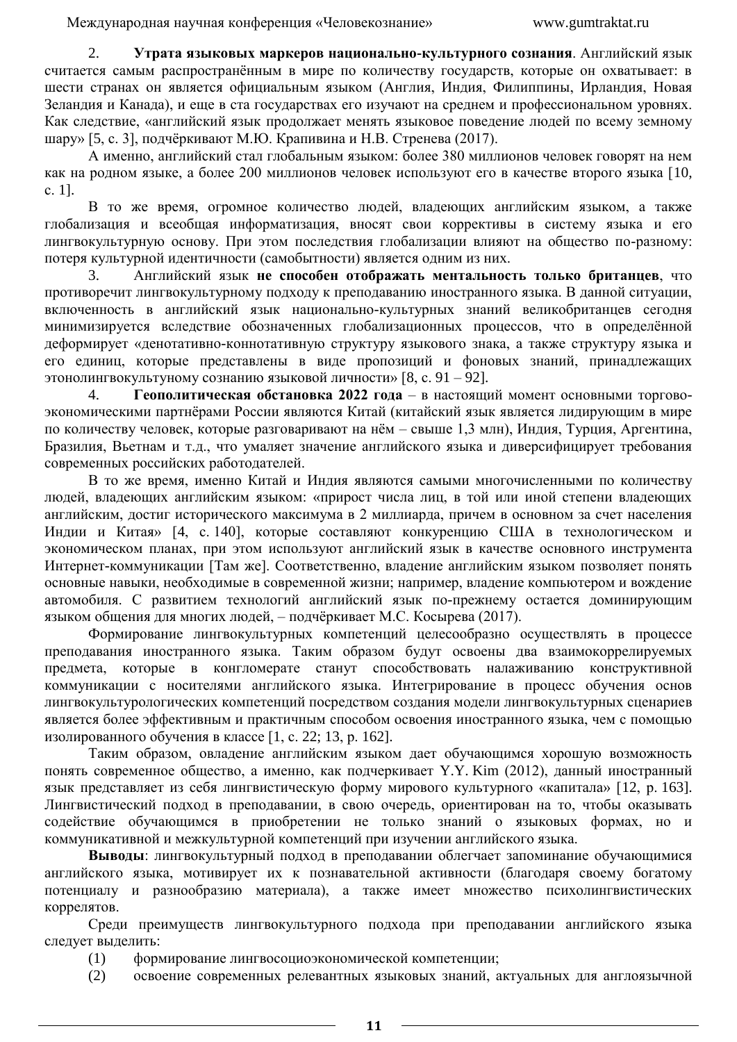2. **Утрата языковых маркеров национально-культурного сознания**. Английский язык считается самым распространённым в мире по количеству государств, которые он охватывает: в шести странах он является официальным языком (Англия, Индия, Филиппины, Ирландия, Новая Зеландия и Канада), и еще в ста государствах его изучают на среднем и профессиональном уровнях. Как следствие, «английский язык продолжает менять языковое поведение людей по всему земному шару» [5, с. 3], подчёркивают М.Ю. Крапивина и Н.В. Стренева (2017).

А именно, английский стал глобальным языком: более 380 миллионов человек говорят на нем как на родном языке, а более 200 миллионов человек используют его в качестве второго языка [10, с. 1].

В то же время, огромное количество людей, владеющих английским языком, а также глобализация и всеобщая информатизация, вносят свои коррективы в систему языка и его лингвокультурную основу. При этом последствия глобализации влияют на общество по-разному: потеря культурной идентичности (самобытности) является одним из них.

3. Английский язык **не способен отображать ментальность только британцев**, что противоречит лингвокультурному подходу к преподаванию иностранного языка. В данной ситуации, включенность в английский язык национально-культурных знаний великобританцев сегодня минимизируется вследствие обозначенных глобализационных процессов, что в определённой деформирует «денотативно-коннотативную структуру языкового знака, а также структуру языка и его единиц, которые представлены в виде пропозиций и фоновых знаний, принадлежащих этонолингвокультуному сознанию языковой личности» [8, с. 91 – 92].

4. **Геополитическая обстановка 2022 года** – в настоящий момент основными торгово-экономическими партнёрами России являются Китай (китайский язык является лидирующим в мире по количеству человек, которые разговаривают на нём – свыше 1,3 млн), Индия, Турция, Аргентина, Бразилия, Вьетнам и т.д., что умаляет значение английского языка и диверсифицирует требования современных российских работодателей.

В то же время, именно Китай и Индия являются самыми многочисленными по количеству людей, владеющих английским языком: «прирост числа лиц, в той или иной степени владеющих английским, достиг исторического максимума в 2 миллиарда, причем в основном за счет населения Индии и Китая» [4, с. 140], которые составляют конкуренцию США в технологическом и экономическом планах, при этом используют английский язык в качестве основного инструмента Интернет-коммуникации [Там же]. Соответственно, владение английским языком позволяет понять основные навыки, необходимые в современной жизни; например, владение компьютером и вождение автомобиля. С развитием технологий английский язык по-прежнему остается доминирующим языком общения для многих людей, – подчёркивает М.С. Косырева (2017).

Формирование лингвокультурных компетенций целесообразно осуществлять в процессе преподавания иностранного языка. Таким образом будут освоены два взаимокоррелируемых предмета, которые в конгломерате станут способствовать налаживанию конструктивной коммуникации с носителями английского языка. Интегрирование в процесс обучения основ лингвокультурологических компетенций посредством создания модели лингвокультурных сценариев является более эффективным и практичным способом освоения иностранного языка, чем с помощью изолированного обучения в классе [1, с. 22; 13, p. 162].

Таким образом, овладение английским языком дает обучающимся хорошую возможность понять современное общество, а именно, как подчеркивает Y.Y. Kim (2012), данный иностранный язык представляет из себя лингвистическую форму мирового культурного «капитала» [12, p. 163]. Лингвистический подход в преподавании, в свою очередь, ориентирован на то, чтобы оказывать содействие обучающимся в приобретении не только знаний о языковых формах, но и коммуникативной и межкультурной компетенций при изучении английского языка.

**Выводы**: лингвокультурный подход в преподавании облегчает запоминание обучающимися английского языка, мотивирует их к познавательной активности (благодаря своему богатому потенциалу и разнообразию материала), а также имеет множество психолингвистических коррелятов.

Среди преимуществ лингвокультурного подхода при преподавании английского языка следует выделить:

(1) формирование лингвосоциоэкономической компетенции;

(2) освоение современных релевантных языковых знаний, актуальных для англоязычной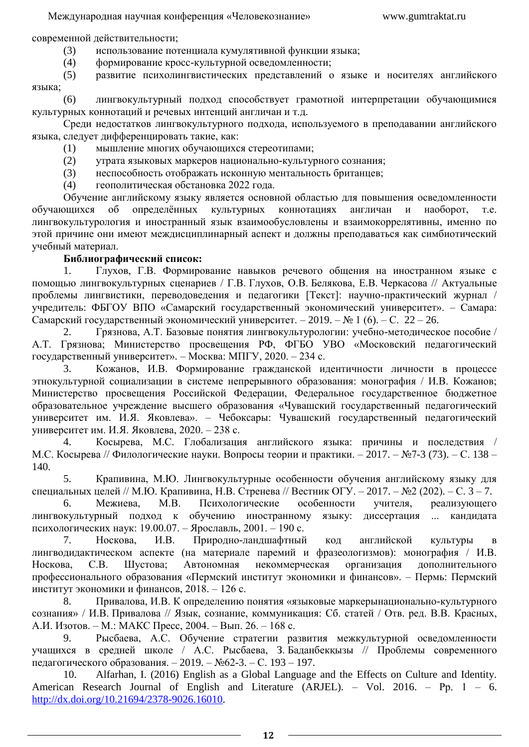современной действительности;

(3) использование потенциала кумулятивной функции языка;

(4) формирование кросс-культурной осведомленности;

(5) развитие психолингвистических представлений о языке и носителях английского языка;

(6) лингвокультурный подход способствует грамотной интерпретации обучающимися культурных коннотаций и речевых интенций англичан и т.д.

Среди недостатков лингвокультурного подхода, используемого в преподавании английского языка, следует дифференцировать такие, как:

(1) мышление многих обучающихся стереотипами;

(2) утрата языковых маркеров национально-культурного сознания;

(3) неспособность отображать исконную ментальность британцев;

(4) геополитическая обстановка 2022 года.

Обучение английскому языку является основной областью для повышения осведомленности обучающихся об определённых культурных коннотациях англичан и наоборот, т.е. лингвокультурология и иностранный язык взаимообусловлены и взаимокоррелятивны, именно по этой причине они имеют междисциплинарный аспект и должны преподаваться как симбиотический учебный материал.

**Библиографический список:**

1. Глухов, Г.В. Формирование навыков речевого общения на иностранном языке с помощью лингвокультурных сценариев / Г.В. Глухов, О.В. Белякова, Е.В. Черкасова // Актуальные проблемы лингвистики, переводоведения и педагогики [Текст]: научно-практический журнал / учредитель: ФБГОУ ВПО «Самарский государственный экономический университет». – Самара: Самарский государственный экономический университет. – 2019. – № 1 (6). – С. 22 – 26.
2. Грязнова, А.Т. Базовые понятия лингвокультурологии: учебно-методическое пособие / А.Т. Грязнова; Министерство просвещения РФ, ФГБО УВО «Московский педагогический государственный университет». – Москва: МПГУ, 2020. – 234 с.
3. Кожанов, И.В. Формирование гражданской идентичности личности в процессе этнокультурной социализации в системе непрерывного образования: монография / И.В. Кожанов; Министерство просвещения Российской Федерации, Федеральное государственное бюджетное образовательное учреждение высшего образования «Чувашский государственный педагогический университет им. И.Я. Яковлева». – Чебоксары: Чувашский государственный педагогический университет им. И.Я. Яковлева, 2020. – 238 с.
4. Косырева, М.С. Глобализация английского языка: причины и последствия / М.С. Косырева // Филологические науки. Вопросы теории и практики. – 2017. – №7-3 (73). – С. 138 – 140.
5. Крапивина, М.Ю. Лингвокультурные особенности обучения английскому языку для специальных целей // М.Ю. Крапивина, Н.В. Стренева // Вестник ОГУ. – 2017. – №2 (202). – С. 3 – 7.
6. Межиева, М.В. Психологические особенности учителя, реализующего лингвокультурный подход к обучению иностранному языку: диссертация ... кандидата психологических наук: 19.00.07. – Ярославль, 2001. – 190 с.
7. Носкова, И.В. Природно-ландшафтный код английской культуры в лингводидактическом аспекте (на материале паремий и фразеологизмов): монография / И.В. Носкова, С.В. Шустова; Автономная некоммерческая организация дополнительного профессионального образования «Пермский институт экономики и финансов». – Пермь: Пермский институт экономики и финансов, 2018. – 126 с.
8. Привалова, И.В. К определению понятия «языковые маркерынационально-культурного сознания» / И.В. Привалова // Язык, сознание, коммуникация: Сб. статей / Отв. ред. В.В. Красных, А.И. Изотов. – М.: МАКС Пресс, 2004. – Вып. 26. – 168 с.
9. Рысбаева, А.С. Обучение стратегии развития межкультурной осведомленности учащихся в средней школе / А.С. Рысбаева, З. Баданбекқызы // Проблемы современного педагогического образования. – 2019. – №62-3. – С. 193 – 197.
10. Alfarhan, I. (2016) English as a Global Language and the Effects on Culture and Identity. American Research Journal of English and Literature (ARJEL). – Vol. 2016. – Pp. 1 – 6. http://dx.doi.org/10.21694/2378-9026.16010.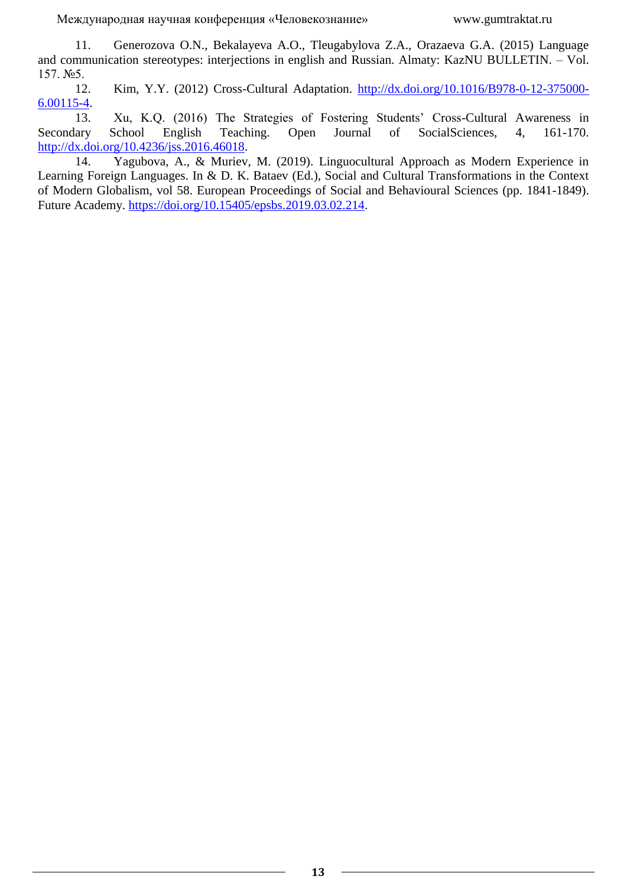11. Generozova O.N., Bekalayeva A.O., Tleugabylova Z.A., Orazaeva G.A. (2015) Language and communication stereotypes: interjections in english and Russian. Almaty: KazNU BULLETIN. – Vol. 157. №5.
12. Kim, Y.Y. (2012) Cross-Cultural Adaptation. http://dx.doi.org/10.1016/B978-0-12-375000-6.00115-4.
13. Xu, K.Q. (2016) The Strategies of Fostering Students' Cross-Cultural Awareness in Secondary School English Teaching. Open Journal of SocialSciences, 4, 161-170. http://dx.doi.org/10.4236/jss.2016.46018.
14. Yagubova, A., & Muriev, M. (2019). Linguocultural Approach as Modern Experience in Learning Foreign Languages. In & D. K. Bataev (Ed.), Social and Cultural Transformations in the Context of Modern Globalism, vol 58. European Proceedings of Social and Behavioural Sciences (pp. 1841-1849). Future Academy. https://doi.org/10.15405/epsbs.2019.03.02.214.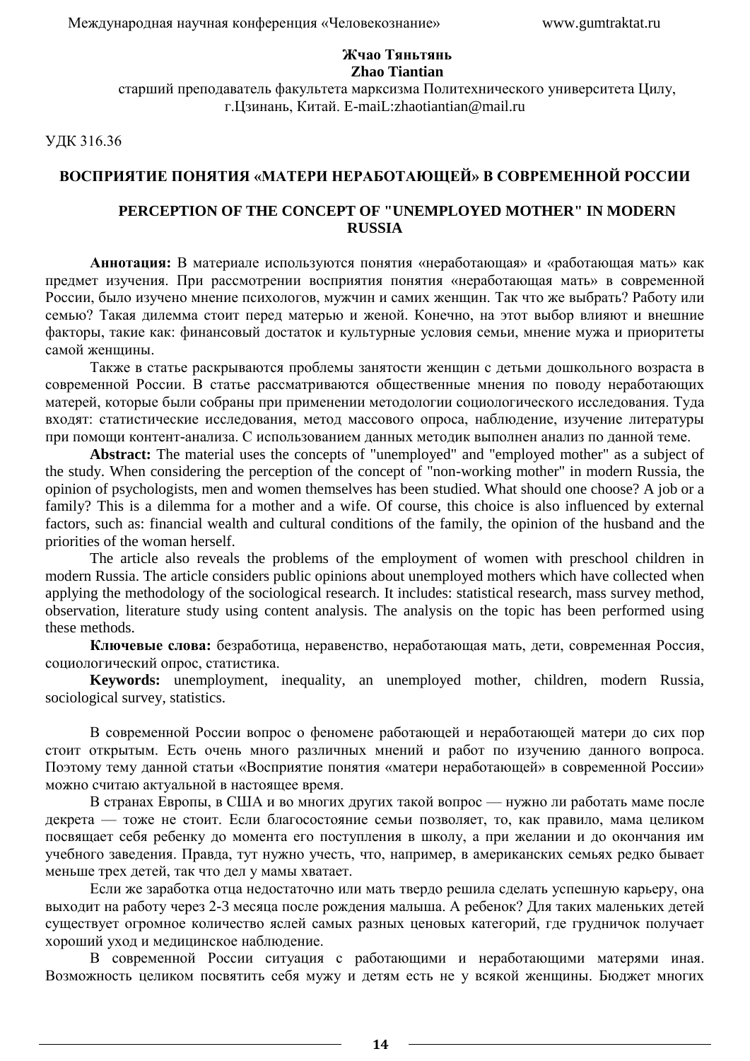**Жчао Тяньтянь**
**Zhao Tiantian**
старший преподаватель факультета марксизма Политехнического университета Цилу, г.Цзинань, Китай. E-maiL:zhaotiantian@mail.ru

УДК 316.36

# ВОСПРИЯТИЕ ПОНЯТИЯ «МАТЕРИ НЕРАБОТАЮЩЕЙ» В СОВРЕМЕННОЙ РОССИИ

# PERCEPTION OF THE CONCEPT OF "UNEMPLOYED MOTHER" IN MODERN RUSSIA

**Аннотация:** В материале используются понятия «неработающая» и «работающая мать» как предмет изучения. При рассмотрении восприятия понятия «неработающая мать» в современной России, было изучено мнение психологов, мужчин и самих женщин. Так что же выбрать? Работу или семью? Такая дилемма стоит перед матерью и женой. Конечно, на этот выбор влияют и внешние факторы, такие как: финансовый достаток и культурные условия семьи, мнение мужа и приоритеты самой женщины.

Также в статье раскрываются проблемы занятости женщин с детьми дошкольного возраста в современной России. В статье рассматриваются общественные мнения по поводу неработающих матерей, которые были собраны при применении методологии социологического исследования. Туда входят: статистические исследования, метод массового опроса, наблюдение, изучение литературы при помощи контент-анализа. С использованием данных методик выполнен анализ по данной теме.

**Abstract:** The material uses the concepts of "unemployed" and "employed mother" as a subject of the study. When considering the perception of the concept of "non-working mother" in modern Russia, the opinion of psychologists, men and women themselves has been studied. What should one choose? A job or a family? This is a dilemma for a mother and a wife. Of course, this choice is also influenced by external factors, such as: financial wealth and cultural conditions of the family, the opinion of the husband and the priorities of the woman herself.

The article also reveals the problems of the employment of women with preschool children in modern Russia. The article considers public opinions about unemployed mothers which have collected when applying the methodology of the sociological research. It includes: statistical research, mass survey method, observation, literature study using content analysis. The analysis on the topic has been performed using these methods.

**Ключевые слова:** безработица, неравенство, неработающая мать, дети, современная Россия, социологический опрос, статистика.

**Keywords:** unemployment, inequality, an unemployed mother, children, modern Russia, sociological survey, statistics.

В современной России вопрос о феномене работающей и неработающей матери до сих пор стоит открытым. Есть очень много различных мнений и работ по изучению данного вопроса. Поэтому тему данной статьи «Восприятие понятия «матери неработающей» в современной России» можно считаю актуальной в настоящее время.

В странах Европы, в США и во многих других такой вопрос — нужно ли работать маме после декрета — тоже не стоит. Если благосостояние семьи позволяет, то, как правило, мама целиком посвящает себя ребенку до момента его поступления в школу, а при желании и до окончания им учебного заведения. Правда, тут нужно учесть, что, например, в американских семьях редко бывает меньше трех детей, так что дел у мамы хватает.

Если же заработка отца недостаточно или мать твердо решила сделать успешную карьеру, она выходит на работу через 2-3 месяца после рождения малыша. А ребенок? Для таких маленьких детей существует огромное количество яслей самых разных ценовых категорий, где грудничок получает хороший уход и медицинское наблюдение.

В современной России ситуация с работающими и неработающими матерями иная. Возможность целиком посвятить себя мужу и детям есть не у всякой женщины. Бюджет многих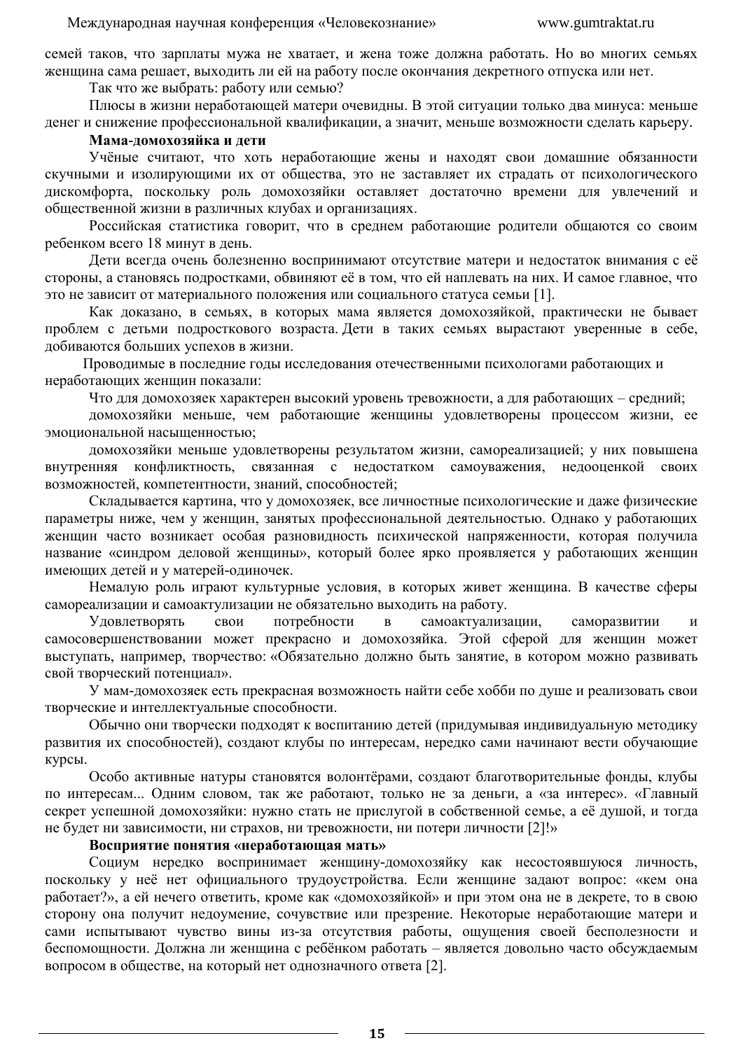семей таков, что зарплаты мужа не хватает, и жена тоже должна работать. Но во многих семьях женщина сама решает, выходить ли ей на работу после окончания декретного отпуска или нет.

Так что же выбрать: работу или семью?

Плюсы в жизни неработающей матери очевидны. В этой ситуации только два минуса: меньше денег и снижение профессиональной квалификации, а значит, меньше возможности сделать карьеру.

**Мама-домохозяйка и дети**

Учёные считают, что хоть неработающие жены и находят свои домашние обязанности скучными и изолирующими их от общества, это не заставляет их страдать от психологического дискомфорта, поскольку роль домохозяйки оставляет достаточно времени для увлечений и общественной жизни в различных клубах и организациях.

Российская статистика говорит, что в среднем работающие родители общаются со своим ребенком всего 18 минут в день.

Дети всегда очень болезненно воспринимают отсутствие матери и недостаток внимания с её стороны, а становясь подростками, обвиняют её в том, что ей наплевать на них. И самое главное, что это не зависит от материального положения или социального статуса семьи [1].

Как доказано, в семьях, в которых мама является домохозяйкой, практически не бывает проблем с детьми подросткового возраста. Дети в таких семьях вырастают уверенные в себе, добиваются больших успехов в жизни.

Проводимые в последние годы исследования отечественными психологами работающих и неработающих женщин показали:

Что для домохозяек характерен высокий уровень тревожности, а для работающих – средний;

домохозяйки меньше, чем работающие женщины удовлетворены процессом жизни, ее эмоциональной насыщенностью;

домохозяйки меньше удовлетворены результатом жизни, самореализацией; у них повышена внутренняя конфликтность, связанная с недостатком самоуважения, недооценкой своих возможностей, компетентности, знаний, способностей;

Складывается картина, что у домохозяек, все личностные психологические и даже физические параметры ниже, чем у женщин, занятых профессиональной деятельностью. Однако у работающих женщин часто возникает особая разновидность психической напряженности, которая получила название «синдром деловой женщины», который более ярко проявляется у работающих женщин имеющих детей и у матерей-одиночек.

Немалую роль играют культурные условия, в которых живет женщина. В качестве сферы самореализации и самоактулизации не обязательно выходить на работу.

Удовлетворять свои потребности в самоактуализации, саморазвитии и самосовершенствовании может прекрасно и домохозяйка. Этой сферой для женщин может выступать, например, творчество: «Обязательно должно быть занятие, в котором можно развивать свой творческий потенциал».

У мам-домохозяек есть прекрасная возможность найти себе хобби по душе и реализовать свои творческие и интеллектуальные способности.

Обычно они творчески подходят к воспитанию детей (придумывая индивидуальную методику развития их способностей), создают клубы по интересам, нередко сами начинают вести обучающие курсы.

Особо активные натуры становятся волонтёрами, создают благотворительные фонды, клубы по интересам... Одним словом, так же работают, только не за деньги, а «за интерес». «Главный секрет успешной домохозяйки: нужно стать не прислугой в собственной семье, а её душой, и тогда не будет ни зависимости, ни страхов, ни тревожности, ни потери личности [2]!»

**Восприятие понятия «неработающая мать»**

Социум нередко воспринимает женщину-домохозяйку как несостоявшуюся личность, поскольку у неё нет официального трудоустройства. Если женщине задают вопрос: «кем она работает?», а ей нечего ответить, кроме как «домохозяйкой» и при этом она не в декрете, то в свою сторону она получит недоумение, сочувствие или презрение. Некоторые неработающие матери и сами испытывают чувство вины из-за отсутствия работы, ощущения своей бесполезности и беспомощности. Должна ли женщина с ребёнком работать – является довольно часто обсуждаемым вопросом в обществе, на который нет однозначного ответа [2].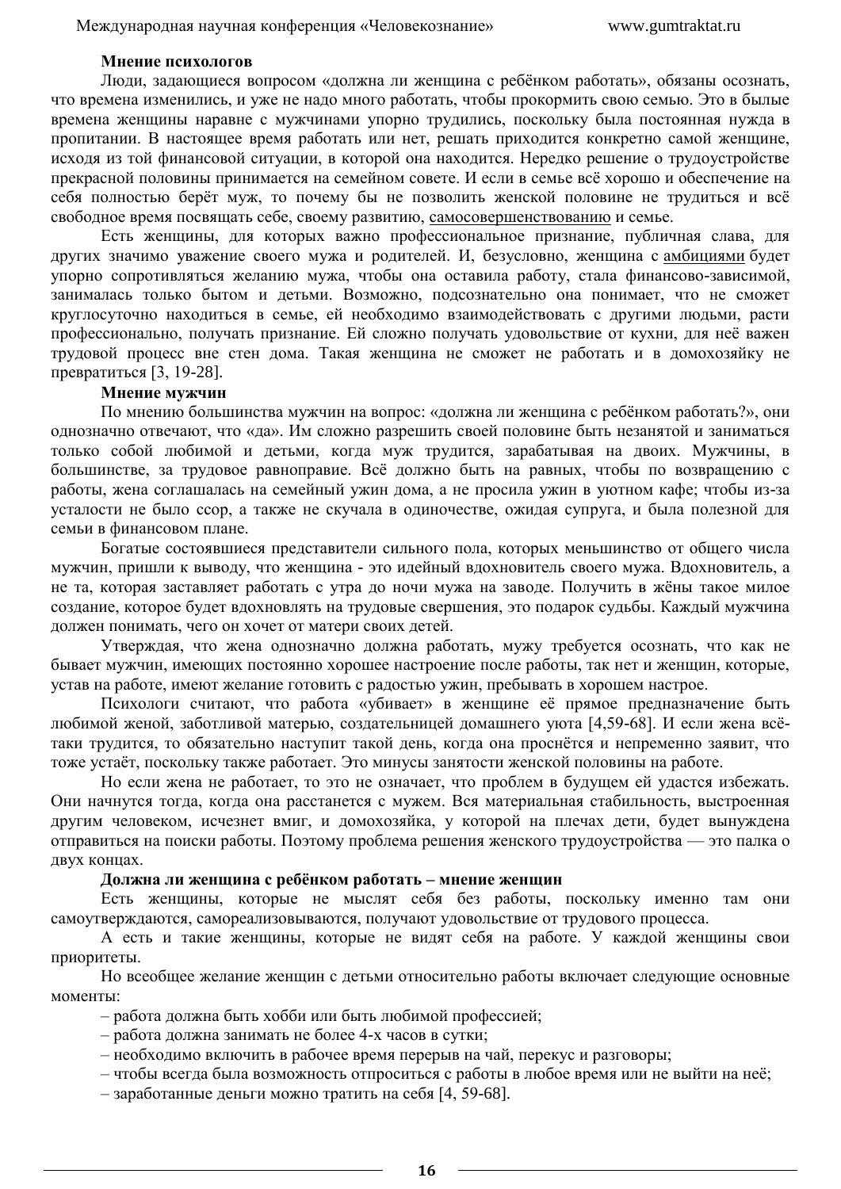**Мнение психологов**

Люди, задающиеся вопросом «должна ли женщина с ребёнком работать», обязаны осознать, что времена изменились, и уже не надо много работать, чтобы прокормить свою семью. Это в былые времена женщины наравне с мужчинами упорно трудились, поскольку была постоянная нужда в пропитании. В настоящее время работать или нет, решать приходится конкретно самой женщине, исходя из той финансовой ситуации, в которой она находится. Нередко решение о трудоустройстве прекрасной половины принимается на семейном совете. И если в семье всё хорошо и обеспечение на себя полностью берёт муж, то почему бы не позволить женской половине не трудиться и всё свободное время посвящать себе, своему развитию, самосовершенствованию и семье.

Есть женщины, для которых важно профессиональное признание, публичная слава, для других значимо уважение своего мужа и родителей. И, безусловно, женщина с амбициями будет упорно сопротивляться желанию мужа, чтобы она оставила работу, стала финансово-зависимой, занималась только бытом и детьми. Возможно, подсознательно она понимает, что не сможет круглосуточно находиться в семье, ей необходимо взаимодействовать с другими людьми, расти профессионально, получать признание. Ей сложно получать удовольствие от кухни, для неё важен трудовой процесс вне стен дома. Такая женщина не сможет не работать и в домохозяйку не превратиться [3, 19-28].

**Мнение мужчин**

По мнению большинства мужчин на вопрос: «должна ли женщина с ребёнком работать?», они однозначно отвечают, что «да». Им сложно разрешить своей половине быть незанятой и заниматься только собой любимой и детьми, когда муж трудится, зарабатывая на двоих. Мужчины, в большинстве, за трудовое равноправие. Всё должно быть на равных, чтобы по возвращению с работы, жена соглашалась на семейный ужин дома, а не просила ужин в уютном кафе; чтобы из-за усталости не было ссор, а также не скучала в одиночестве, ожидая супруга, и была полезной для семьи в финансовом плане.

Богатые состоявшиеся представители сильного пола, которых меньшинство от общего числа мужчин, пришли к выводу, что женщина - это идейный вдохновитель своего мужа. Вдохновитель, а не та, которая заставляет работать с утра до ночи мужа на заводе. Получить в жёны такое милое создание, которое будет вдохновлять на трудовые свершения, это подарок судьбы. Каждый мужчина должен понимать, чего он хочет от матери своих детей.

Утверждая, что жена однозначно должна работать, мужу требуется осознать, что как не бывает мужчин, имеющих постоянно хорошее настроение после работы, так нет и женщин, которые, устав на работе, имеют желание готовить с радостью ужин, пребывать в хорошем настрое.

Психологи считают, что работа «убивает» в женщине её прямое предназначение быть любимой женой, заботливой матерью, создательницей домашнего уюта [4,59-68]. И если жена всё-таки трудится, то обязательно наступит такой день, когда она проснётся и непременно заявит, что тоже устаёт, поскольку также работает. Это минусы занятости женской половины на работе.

Но если жена не работает, то это не означает, что проблем в будущем ей удастся избежать. Они начнутся тогда, когда она расстанется с мужем. Вся материальная стабильность, выстроенная другим человеком, исчезнет вмиг, и домохозяйка, у которой на плечах дети, будет вынуждена отправиться на поиски работы. Поэтому проблема решения женского трудоустройства — это палка о двух концах.

**Должна ли женщина с ребёнком работать – мнение женщин**

Есть женщины, которые не мыслят себя без работы, поскольку именно там они самоутверждаются, самореализовываются, получают удовольствие от трудового процесса.

А есть и такие женщины, которые не видят себя на работе. У каждой женщины свои приоритеты.

Но всеобщее желание женщин с детьми относительно работы включает следующие основные моменты:

– работа должна быть хобби или быть любимой профессией;
– работа должна занимать не более 4-х часов в сутки;
– необходимо включить в рабочее время перерыв на чай, перекус и разговоры;
– чтобы всегда была возможность отпроситься с работы в любое время или не выйти на неё;
– заработанные деньги можно тратить на себя [4, 59-68].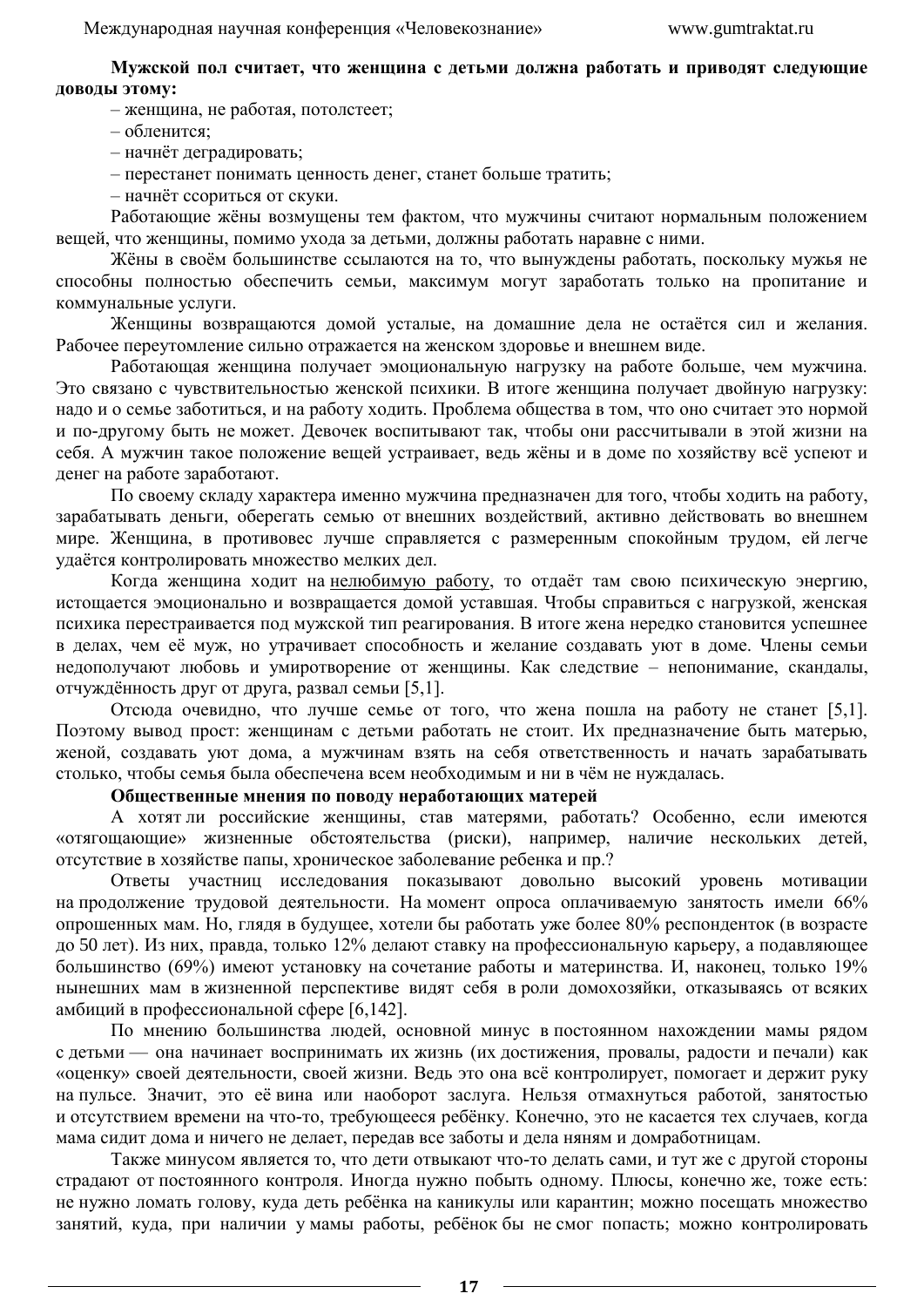**Мужской пол считает, что женщина с детьми должна работать и приводят следующие доводы этому:**

– женщина, не работая, потолстеет;
– обленится;
– начнёт деградировать;
– перестанет понимать ценность денег, станет больше тратить;
– начнёт ссориться от скуки.

Работающие жёны возмущены тем фактом, что мужчины считают нормальным положением вещей, что женщины, помимо ухода за детьми, должны работать наравне с ними.

Жёны в своём большинстве ссылаются на то, что вынуждены работать, поскольку мужья не способны полностью обеспечить семьи, максимум могут заработать только на пропитание и коммунальные услуги.

Женщины возвращаются домой усталые, на домашние дела не остаётся сил и желания. Рабочее переутомление сильно отражается на женском здоровье и внешнем виде.

Работающая женщина получает эмоциональную нагрузку на работе больше, чем мужчина. Это связано с чувствительностью женской психики. В итоге женщина получает двойную нагрузку: надо и о семье заботиться, и на работу ходить. Проблема общества в том, что оно считает это нормой и по-другому быть не может. Девочек воспитывают так, чтобы они рассчитывали в этой жизни на себя. А мужчин такое положение вещей устраивает, ведь жёны и в доме по хозяйству всё успеют и денег на работе заработают.

По своему складу характера именно мужчина предназначен для того, чтобы ходить на работу, зарабатывать деньги, оберегать семью от внешних воздействий, активно действовать во внешнем мире. Женщина, в противовес лучше справляется с размеренным спокойным трудом, ей легче удаётся контролировать множество мелких дел.

Когда женщина ходит на нелюбимую работу, то отдаёт там свою психическую энергию, истощается эмоционально и возвращается домой уставшая. Чтобы справиться с нагрузкой, женская психика перестраивается под мужской тип реагирования. В итоге жена нередко становится успешнее в делах, чем её муж, но утрачивает способность и желание создавать уют в доме. Члены семьи недополучают любовь и умиротворение от женщины. Как следствие – непонимание, скандалы, отчуждённость друг от друга, развал семьи [5,1].

Отсюда очевидно, что лучше семье от того, что жена пошла на работу не станет [5,1]. Поэтому вывод прост: женщинам с детьми работать не стоит. Их предназначение быть матерью, женой, создавать уют дома, а мужчинам взять на себя ответственность и начать зарабатывать столько, чтобы семья была обеспечена всем необходимым и ни в чём не нуждалась.

**Общественные мнения по поводу неработающих матерей**

А хотят ли российские женщины, став матерями, работать? Особенно, если имеются «отягощающие» жизненные обстоятельства (риски), например, наличие нескольких детей, отсутствие в хозяйстве папы, хроническое заболевание ребенка и пр.?

Ответы участниц исследования показывают довольно высокий уровень мотивации на продолжение трудовой деятельности. На момент опроса оплачиваемую занятость имели 66% опрошенных мам. Но, глядя в будущее, хотели бы работать уже более 80% респонденток (в возрасте до 50 лет). Из них, правда, только 12% делают ставку на профессиональную карьеру, а подавляющее большинство (69%) имеют установку на сочетание работы и материнства. И, наконец, только 19% нынешних мам в жизненной перспективе видят себя в роли домохозяйки, отказываясь от всяких амбиций в профессиональной сфере [6,142].

По мнению большинства людей, основной минус в постоянном нахождении мамы рядом с детьми — она начинает воспринимать их жизнь (их достижения, провалы, радости и печали) как «оценку» своей деятельности, своей жизни. Ведь это она всё контролирует, помогает и держит руку на пульсе. Значит, это её вина или наоборот заслуга. Нельзя отмахнуться работой, занятостью и отсутствием времени на что-то, требующееся ребёнку. Конечно, это не касается тех случаев, когда мама сидит дома и ничего не делает, передав все заботы и дела няням и домработницам.

Также минусом является то, что дети отвыкают что-то делать сами, и тут же с другой стороны страдают от постоянного контроля. Иногда нужно побыть одному. Плюсы, конечно же, тоже есть: не нужно ломать голову, куда деть ребёнка на каникулы или карантин; можно посещать множество занятий, куда, при наличии у мамы работы, ребёнок бы не смог попасть; можно контролировать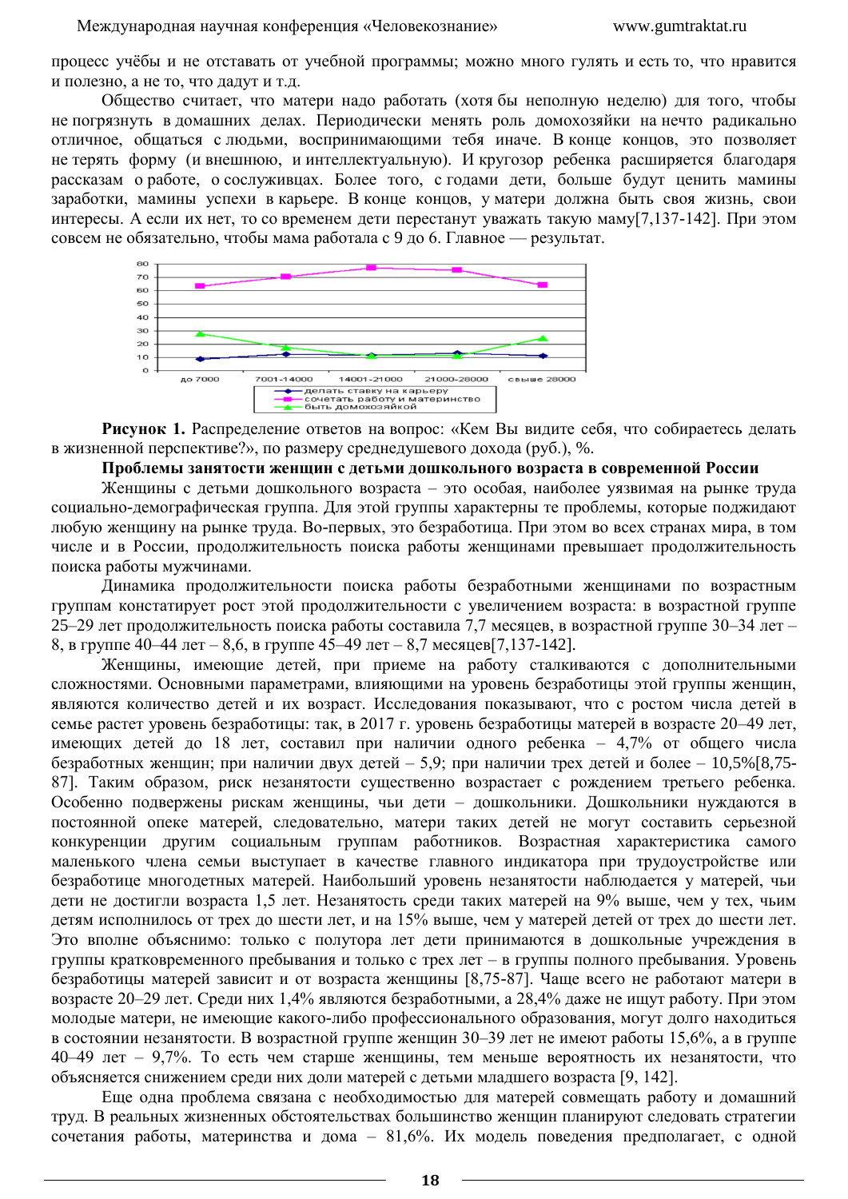процесс учёбы и не отставать от учебной программы; можно много гулять и есть то, что нравится и полезно, а не то, что дадут и т.д.

Общество считает, что матери надо работать (хотя бы неполную неделю) для того, чтобы не погрязнуть в домашних делах. Периодически менять роль домохозяйки на нечто радикально отличное, общаться с людьми, воспринимающими тебя иначе. В конце концов, это позволяет не терять форму (и внешнюю, и интеллектуальную). И кругозор ребенка расширяется благодаря рассказам о работе, о сослуживцах. Более того, с годами дети, больше будут ценить мамины заработки, мамины успехи в карьере. В конце концов, у матери должна быть своя жизнь, свои интересы. А если их нет, то со временем дети перестанут уважать такую маму[7,137-142]. При этом совсем не обязательно, чтобы мама работала с 9 до 6. Главное — результат.

**Рисунок 1.** Распределение ответов на вопрос: «Кем Вы видите себя, что собираетесь делать в жизненной перспективе?», по размеру среднедушевого дохода (руб.), %.

### Проблемы занятости женщин с детьми дошкольного возраста в современной России

Женщины с детьми дошкольного возраста – это особая, наиболее уязвимая на рынке труда социально-демографическая группа. Для этой группы характерны те проблемы, которые поджидают любую женщину на рынке труда. Во-первых, это безработица. При этом во всех странах мира, в том числе и в России, продолжительность поиска работы женщинами превышает продолжительность поиска работы мужчинами.

Динамика продолжительности поиска работы безработными женщинами по возрастным группам констатирует рост этой продолжительности с увеличением возраста: в возрастной группе 25–29 лет продолжительность поиска работы составила 7,7 месяцев, в возрастной группе 30–34 лет – 8, в группе 40–44 лет – 8,6, в группе 45–49 лет – 8,7 месяцев[7,137-142].

Женщины, имеющие детей, при приеме на работу сталкиваются с дополнительными сложностями. Основными параметрами, влияющими на уровень безработицы этой группы женщин, являются количество детей и их возраст. Исследования показывают, что с ростом числа детей в семье растет уровень безработицы: так, в 2017 г. уровень безработицы матерей в возрасте 20–49 лет, имеющих детей до 18 лет, составил при наличии одного ребенка – 4,7% от общего числа безработных женщин; при наличии двух детей – 5,9; при наличии трех детей и более – 10,5%[8,75-87]. Таким образом, риск незанятости существенно возрастает с рождением третьего ребенка. Особенно подвержены рискам женщины, чьи дети – дошкольники. Дошкольники нуждаются в постоянной опеке матерей, следовательно, матери таких детей не могут составить серьезной конкуренции другим социальным группам работников. Возрастная характеристика самого маленького члена семьи выступает в качестве главного индикатора при трудоустройстве или безработице многодетных матерей. Наибольший уровень незанятости наблюдается у матерей, чьи дети не достигли возраста 1,5 лет. Незанятость среди таких матерей на 9% выше, чем у тех, чьим детям исполнилось от трех до шести лет, и на 15% выше, чем у матерей детей от трех до шести лет. Это вполне объяснимо: только с полутора лет дети принимаются в дошкольные учреждения в группы кратковременного пребывания и только с трех лет – в группы полного пребывания. Уровень безработицы матерей зависит и от возраста женщины [8,75-87]. Чаще всего не работают матери в возрасте 20–29 лет. Среди них 1,4% являются безработными, а 28,4% даже не ищут работу. При этом молодые матери, не имеющие какого-либо профессионального образования, могут долго находиться в состоянии незанятости. В возрастной группе женщин 30–39 лет не имеют работы 15,6%, а в группе 40–49 лет – 9,7%. То есть чем старше женщины, тем меньше вероятность их незанятости, что объясняется снижением среди них доли матерей с детьми младшего возраста [9, 142].

Еще одна проблема связана с необходимостью для матерей совмещать работу и домашний труд. В реальных жизненных обстоятельствах большинство женщин планируют следовать стратегии сочетания работы, материнства и дома – 81,6%. Их модель поведения предполагает, с одной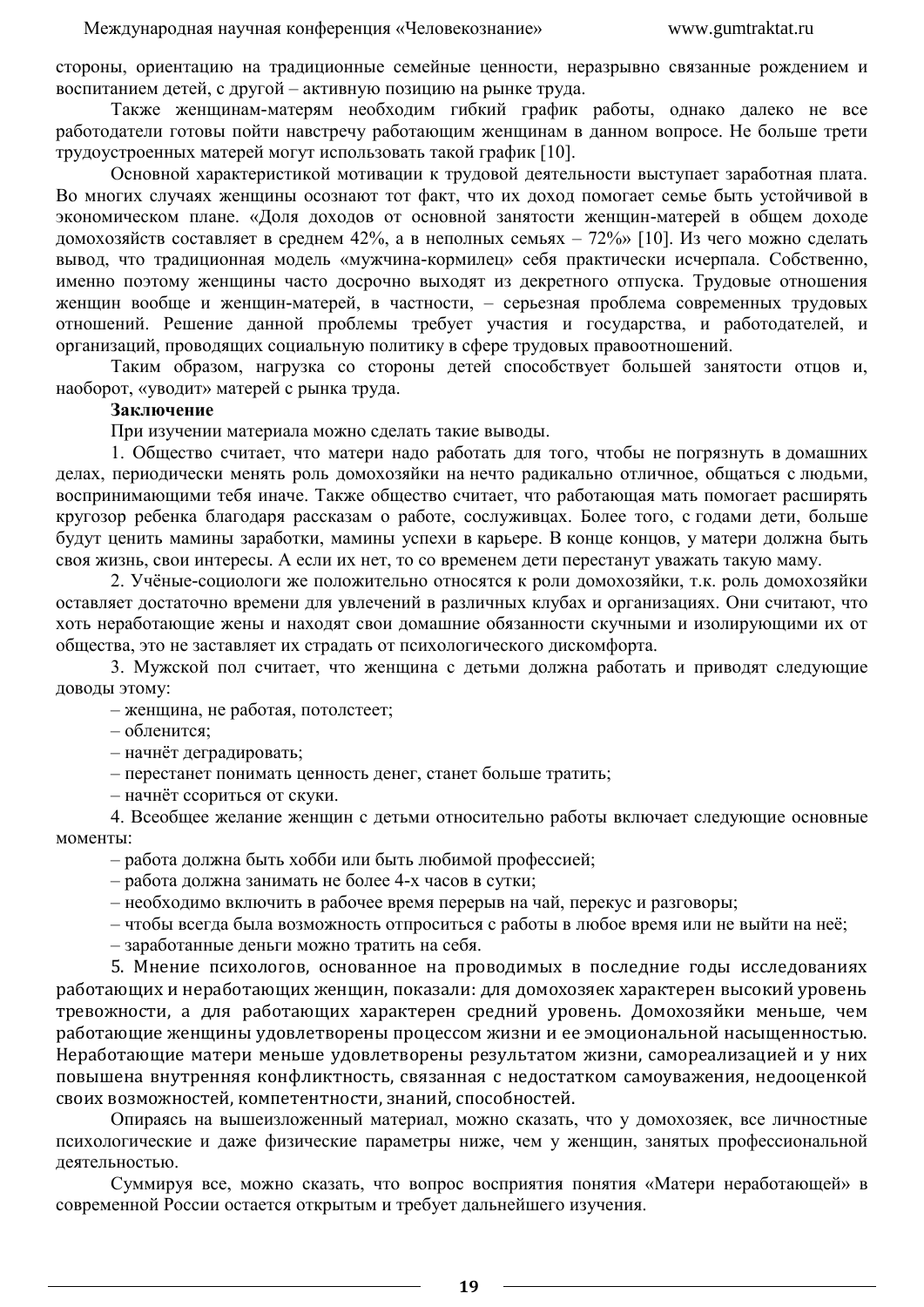стороны, ориентацию на традиционные семейные ценности, неразрывно связанные рождением и воспитанием детей, с другой – активную позицию на рынке труда.

Также женщинам-матерям необходим гибкий график работы, однако далеко не все работодатели готовы пойти навстречу работающим женщинам в данном вопросе. Не больше трети трудоустроенных матерей могут использовать такой график [10].

Основной характеристикой мотивации к трудовой деятельности выступает заработная плата. Во многих случаях женщины осознают тот факт, что их доход помогает семье быть устойчивой в экономическом плане. «Доля доходов от основной занятости женщин-матерей в общем доходе домохозяйств составляет в среднем 42%, а в неполных семьях – 72%» [10]. Из чего можно сделать вывод, что традиционная модель «мужчина-кормилец» себя практически исчерпала. Собственно, именно поэтому женщины часто досрочно выходят из декретного отпуска. Трудовые отношения женщин вообще и женщин-матерей, в частности, – серьезная проблема современных трудовых отношений. Решение данной проблемы требует участия и государства, и работодателей, и организаций, проводящих социальную политику в сфере трудовых правоотношений.

Таким образом, нагрузка со стороны детей способствует большей занятости отцов и, наоборот, «уводит» матерей с рынка труда.

**Заключение**

При изучении материала можно сделать такие выводы.

1. Общество считает, что матери надо работать для того, чтобы не погрязнуть в домашних делах, периодически менять роль домохозяйки на нечто радикально отличное, общаться с людьми, воспринимающими тебя иначе. Также общество считает, что работающая мать помогает расширять кругозор ребенка благодаря рассказам о работе, сослуживцах. Более того, с годами дети, больше будут ценить мамины заработки, мамины успехи в карьере. В конце концов, у матери должна быть своя жизнь, свои интересы. А если их нет, то со временем дети перестанут уважать такую маму.

2. Учёные-социологи же положительно относятся к роли домохозяйки, т.к. роль домохозяйки оставляет достаточно времени для увлечений в различных клубах и организациях. Они считают, что хоть неработающие жены и находят свои домашние обязанности скучными и изолирующими их от общества, это не заставляет их страдать от психологического дискомфорта.

3. Мужской пол считает, что женщина с детьми должна работать и приводят следующие доводы этому:

– женщина, не работая, потолстеет;
– обленится;
– начнёт деградировать;
– перестанет понимать ценность денег, станет больше тратить;
– начнёт ссориться от скуки.

4. Всеобщее желание женщин с детьми относительно работы включает следующие основные моменты:

– работа должна быть хобби или быть любимой профессией;
– работа должна занимать не более 4-х часов в сутки;
– необходимо включить в рабочее время перерыв на чай, перекус и разговоры;
– чтобы всегда была возможность отпроситься с работы в любое время или не выйти на неё;
– заработанные деньги можно тратить на себя.

5. Мнение психологов, основанное на проводимых в последние годы исследованиях работающих и неработающих женщин, показали: для домохозяек характерен высокий уровень тревожности, а для работающих характерен средний уровень. Домохозяйки меньше, чем работающие женщины удовлетворены процессом жизни и ее эмоциональной насыщенностью. Неработающие матери меньше удовлетворены результатом жизни, самореализацией и у них повышена внутренняя конфликтность, связанная с недостатком самоуважения, недооценкой своих возможностей, компетентности, знаний, способностей.

Опираясь на вышеизложенный материал, можно сказать, что у домохозяек, все личностные психологические и даже физические параметры ниже, чем у женщин, занятых профессиональной деятельностью.

Суммируя все, можно сказать, что вопрос восприятия понятия «Матери неработающей» в современной России остается открытым и требует дальнейшего изучения.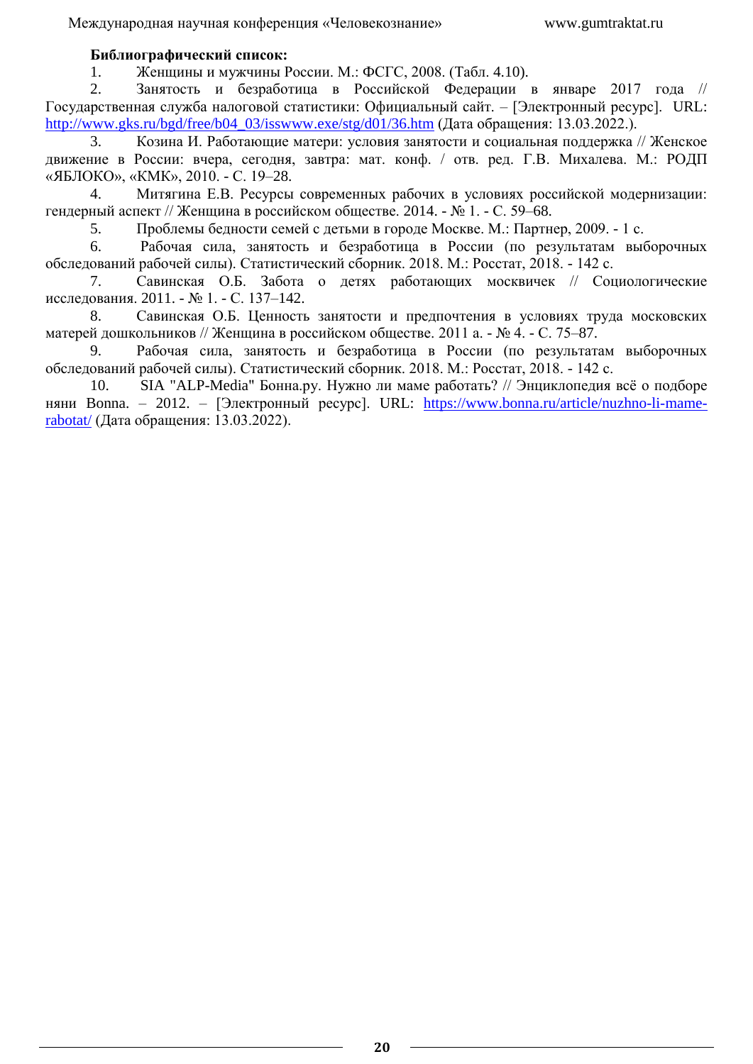**Библиографический список:**

1. Женщины и мужчины России. М.: ФСГС, 2008. (Табл. 4.10).
2. Занятость и безработица в Российской Федерации в январе 2017 года // Государственная служба налоговой статистики: Официальный сайт. – [Электронный ресурс]. URL: http://www.gks.ru/bgd/free/b04_03/isswww.exe/stg/d01/36.htm (Дата обращения: 13.03.2022.).
3. Козина И. Работающие матери: условия занятости и социальная поддержка // Женское движение в России: вчера, сегодня, завтра: мат. конф. / отв. ред. Г.В. Михалева. М.: РОДП «ЯБЛОКО», «КМК», 2010. - С. 19–28.
4. Митягина Е.В. Ресурсы современных рабочих в условиях российской модернизации: гендерный аспект // Женщина в российском обществе. 2014. - № 1. - С. 59–68.
5. Проблемы бедности семей с детьми в городе Москве. М.: Партнер, 2009. - 1 с.
6. Рабочая сила, занятость и безработица в России (по результатам выборочных обследований рабочей силы). Статистический сборник. 2018. М.: Росстат, 2018. - 142 с.
7. Савинская О.Б. Забота о детях работающих москвичек // Социологические исследования. 2011. - № 1. - С. 137–142.
8. Савинская О.Б. Ценность занятости и предпочтения в условиях труда московских матерей дошкольников // Женщина в российском обществе. 2011 а. - № 4. - С. 75–87.
9. Рабочая сила, занятость и безработица в России (по результатам выборочных обследований рабочей силы). Статистический сборник. 2018. М.: Росстат, 2018. - 142 с.
10. SIA "ALP-Media" Бонна.ру. Нужно ли маме работать? // Энциклопедия всё о подборе няни Bonna. – 2012. – [Электронный ресурс]. URL: https://www.bonna.ru/article/nuzhno-li-mame-rabotat/ (Дата обращения: 13.03.2022).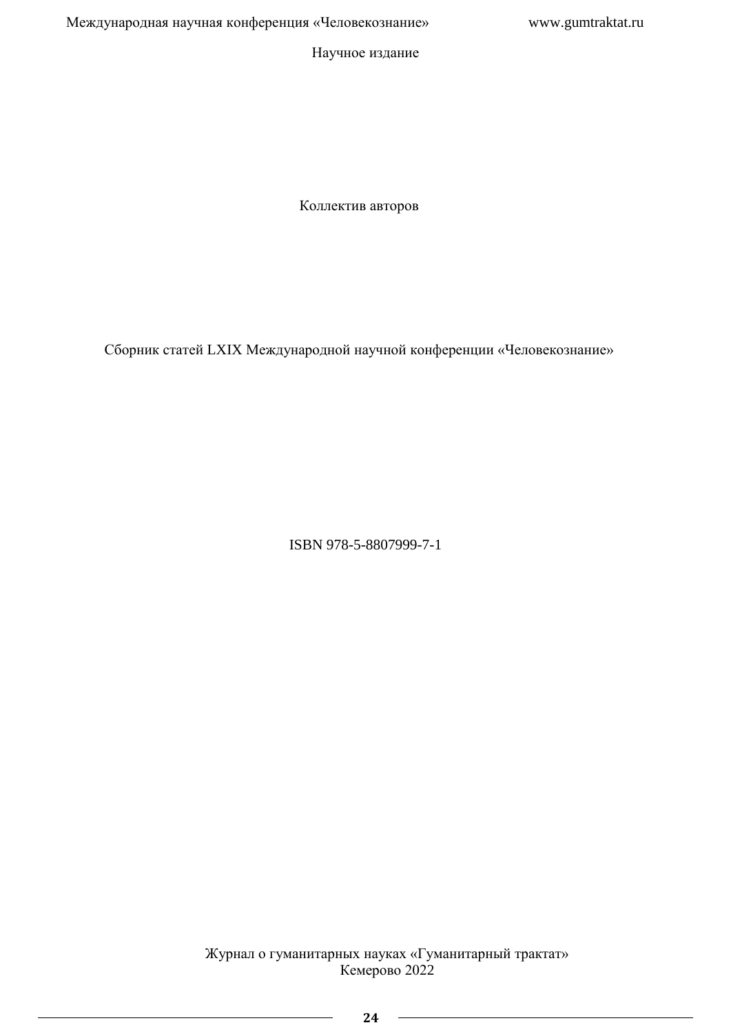Научное издание

Коллектив авторов

Сборник статей LXIX Международной научной конференции «Человекознание»

ISBN 978-5-8807999-7-1

Журнал о гуманитарных науках «Гуманитарный трактат»
Кемерово 2022